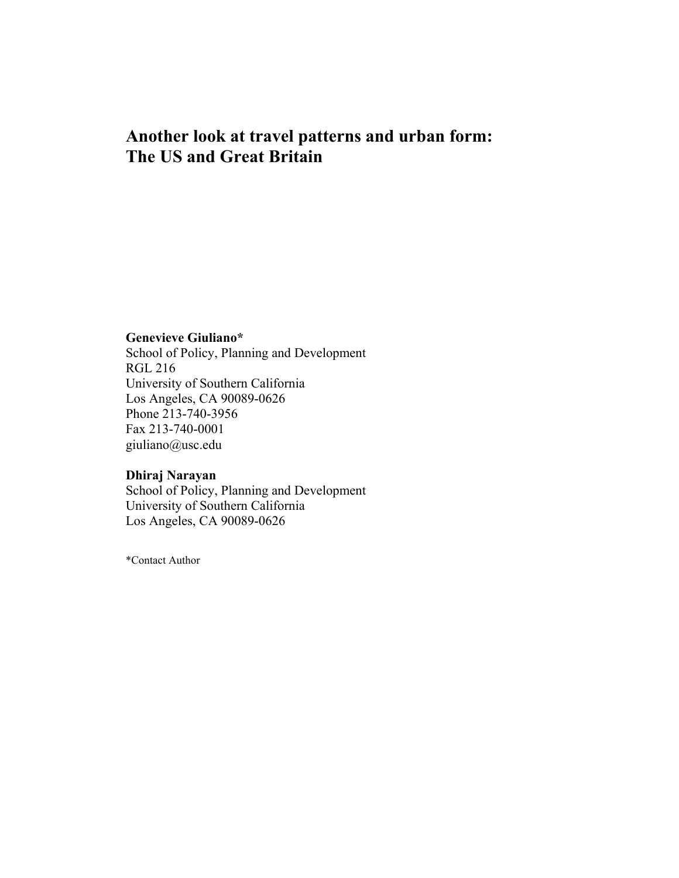# Another look at travel patterns and urban form: The US and Great Britain

**Genevieve Giuliano***
School of Policy, Planning and Development
RGL 216
University of Southern California
Los Angeles, CA 90089-0626
Phone 213-740-3956
Fax 213-740-0001
giuliano@usc.edu

**Dhiraj Narayan**
School of Policy, Planning and Development
University of Southern California
Los Angeles, CA 90089-0626

*Contact Author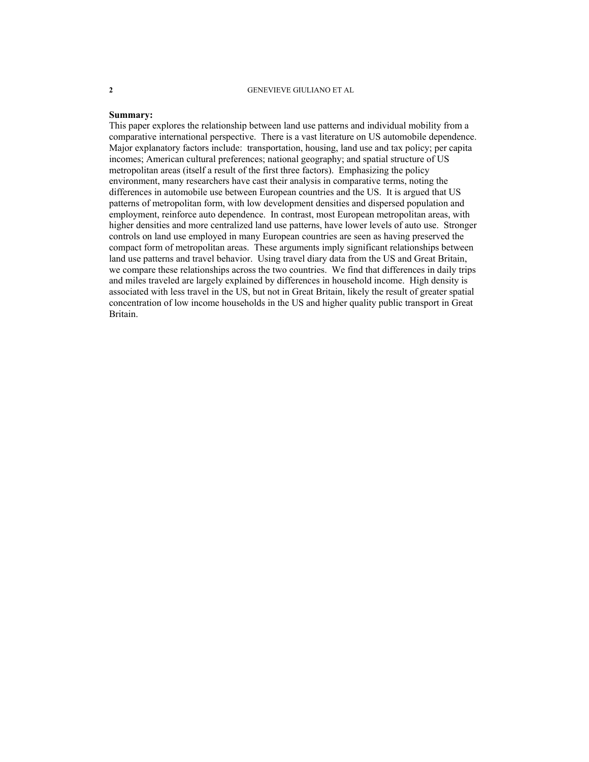**Summary:**

This paper explores the relationship between land use patterns and individual mobility from a comparative international perspective. There is a vast literature on US automobile dependence. Major explanatory factors include: transportation, housing, land use and tax policy; per capita incomes; American cultural preferences; national geography; and spatial structure of US metropolitan areas (itself a result of the first three factors). Emphasizing the policy environment, many researchers have cast their analysis in comparative terms, noting the differences in automobile use between European countries and the US. It is argued that US patterns of metropolitan form, with low development densities and dispersed population and employment, reinforce auto dependence. In contrast, most European metropolitan areas, with higher densities and more centralized land use patterns, have lower levels of auto use. Stronger controls on land use employed in many European countries are seen as having preserved the compact form of metropolitan areas. These arguments imply significant relationships between land use patterns and travel behavior. Using travel diary data from the US and Great Britain, we compare these relationships across the two countries. We find that differences in daily trips and miles traveled are largely explained by differences in household income. High density is associated with less travel in the US, but not in Great Britain, likely the result of greater spatial concentration of low income households in the US and higher quality public transport in Great Britain.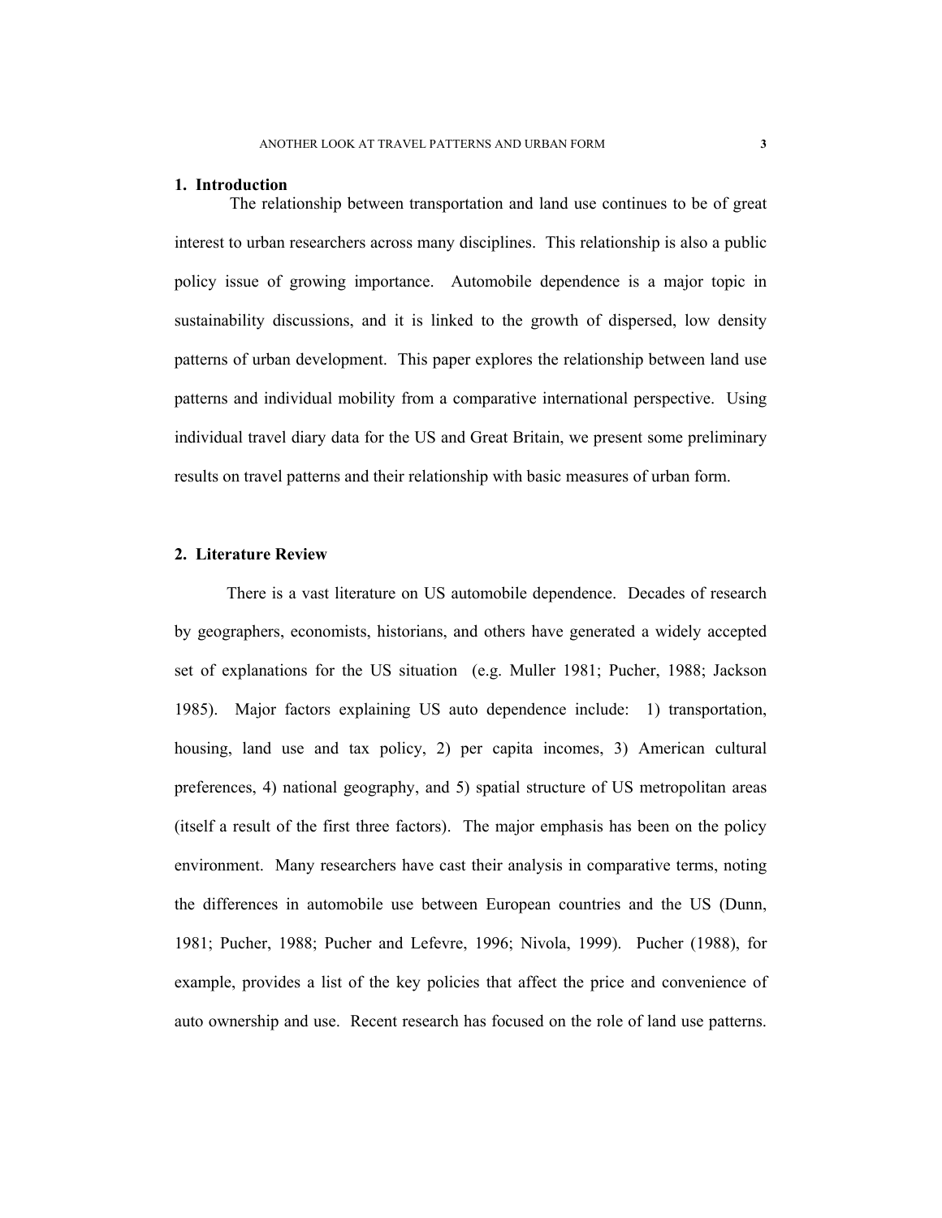## 1. Introduction

The relationship between transportation and land use continues to be of great interest to urban researchers across many disciplines. This relationship is also a public policy issue of growing importance. Automobile dependence is a major topic in sustainability discussions, and it is linked to the growth of dispersed, low density patterns of urban development. This paper explores the relationship between land use patterns and individual mobility from a comparative international perspective. Using individual travel diary data for the US and Great Britain, we present some preliminary results on travel patterns and their relationship with basic measures of urban form.

## 2. Literature Review

There is a vast literature on US automobile dependence. Decades of research by geographers, economists, historians, and others have generated a widely accepted set of explanations for the US situation (e.g. Muller 1981; Pucher, 1988; Jackson 1985). Major factors explaining US auto dependence include: 1) transportation, housing, land use and tax policy, 2) per capita incomes, 3) American cultural preferences, 4) national geography, and 5) spatial structure of US metropolitan areas (itself a result of the first three factors). The major emphasis has been on the policy environment. Many researchers have cast their analysis in comparative terms, noting the differences in automobile use between European countries and the US (Dunn, 1981; Pucher, 1988; Pucher and Lefevre, 1996; Nivola, 1999). Pucher (1988), for example, provides a list of the key policies that affect the price and convenience of auto ownership and use. Recent research has focused on the role of land use patterns.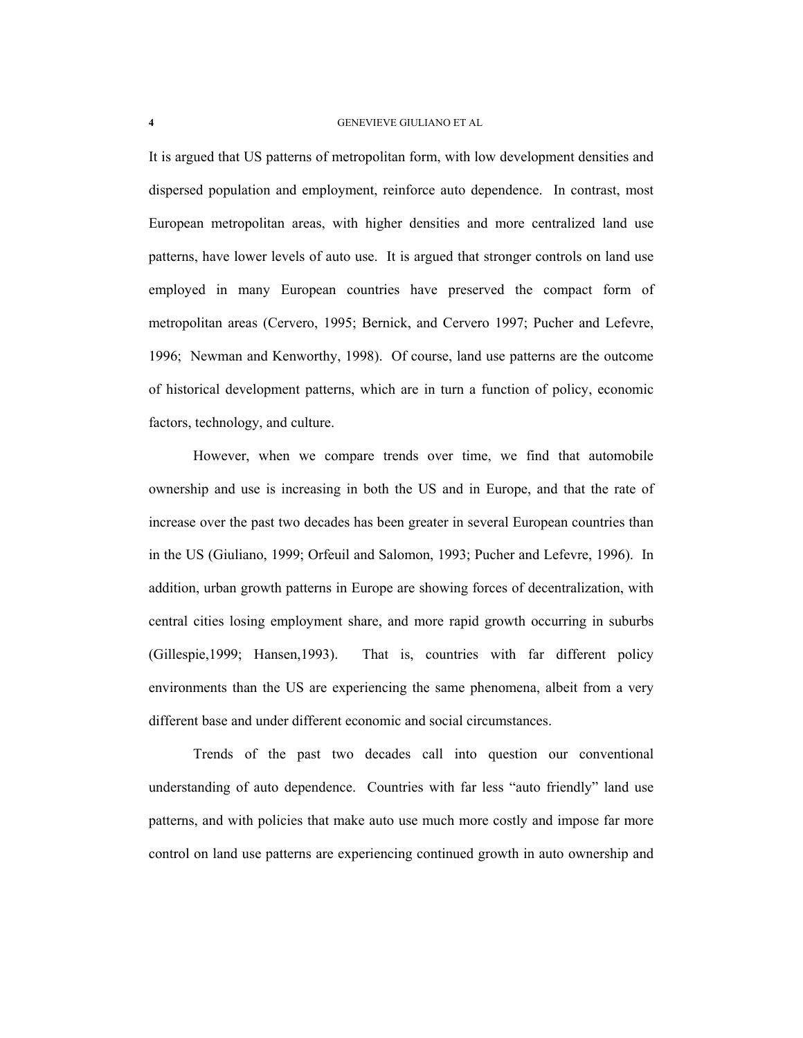It is argued that US patterns of metropolitan form, with low development densities and dispersed population and employment, reinforce auto dependence. In contrast, most European metropolitan areas, with higher densities and more centralized land use patterns, have lower levels of auto use. It is argued that stronger controls on land use employed in many European countries have preserved the compact form of metropolitan areas (Cervero, 1995; Bernick, and Cervero 1997; Pucher and Lefevre, 1996; Newman and Kenworthy, 1998). Of course, land use patterns are the outcome of historical development patterns, which are in turn a function of policy, economic factors, technology, and culture.

However, when we compare trends over time, we find that automobile ownership and use is increasing in both the US and in Europe, and that the rate of increase over the past two decades has been greater in several European countries than in the US (Giuliano, 1999; Orfeuil and Salomon, 1993; Pucher and Lefevre, 1996). In addition, urban growth patterns in Europe are showing forces of decentralization, with central cities losing employment share, and more rapid growth occurring in suburbs (Gillespie,1999; Hansen,1993). That is, countries with far different policy environments than the US are experiencing the same phenomena, albeit from a very different base and under different economic and social circumstances.

Trends of the past two decades call into question our conventional understanding of auto dependence. Countries with far less "auto friendly" land use patterns, and with policies that make auto use much more costly and impose far more control on land use patterns are experiencing continued growth in auto ownership and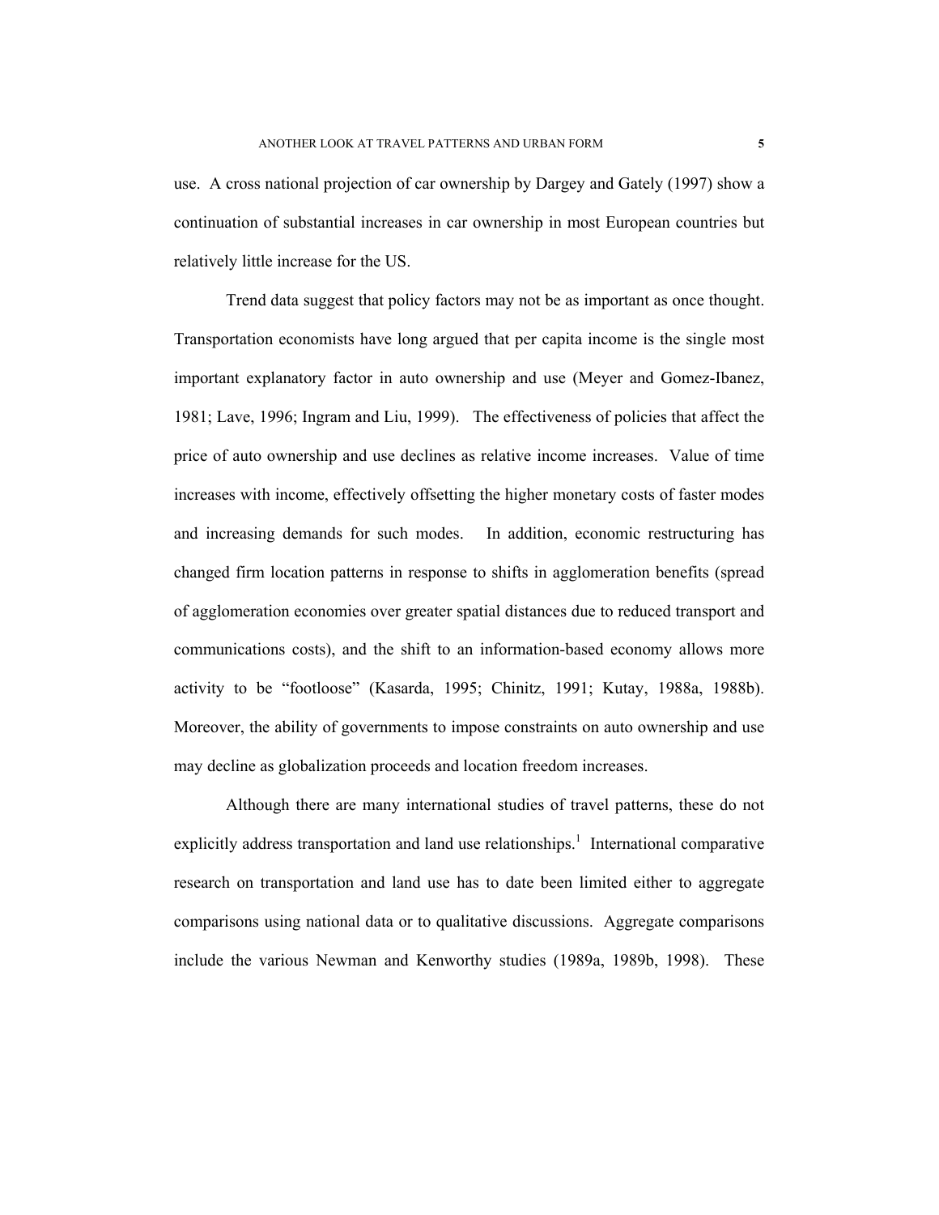use. A cross national projection of car ownership by Dargey and Gately (1997) show a continuation of substantial increases in car ownership in most European countries but relatively little increase for the US.

Trend data suggest that policy factors may not be as important as once thought. Transportation economists have long argued that per capita income is the single most important explanatory factor in auto ownership and use (Meyer and Gomez-Ibanez, 1981; Lave, 1996; Ingram and Liu, 1999). The effectiveness of policies that affect the price of auto ownership and use declines as relative income increases. Value of time increases with income, effectively offsetting the higher monetary costs of faster modes and increasing demands for such modes. In addition, economic restructuring has changed firm location patterns in response to shifts in agglomeration benefits (spread of agglomeration economies over greater spatial distances due to reduced transport and communications costs), and the shift to an information-based economy allows more activity to be "footloose" (Kasarda, 1995; Chinitz, 1991; Kutay, 1988a, 1988b). Moreover, the ability of governments to impose constraints on auto ownership and use may decline as globalization proceeds and location freedom increases.

Although there are many international studies of travel patterns, these do not explicitly address transportation and land use relationships.[1] International comparative research on transportation and land use has to date been limited either to aggregate comparisons using national data or to qualitative discussions. Aggregate comparisons include the various Newman and Kenworthy studies (1989a, 1989b, 1998). These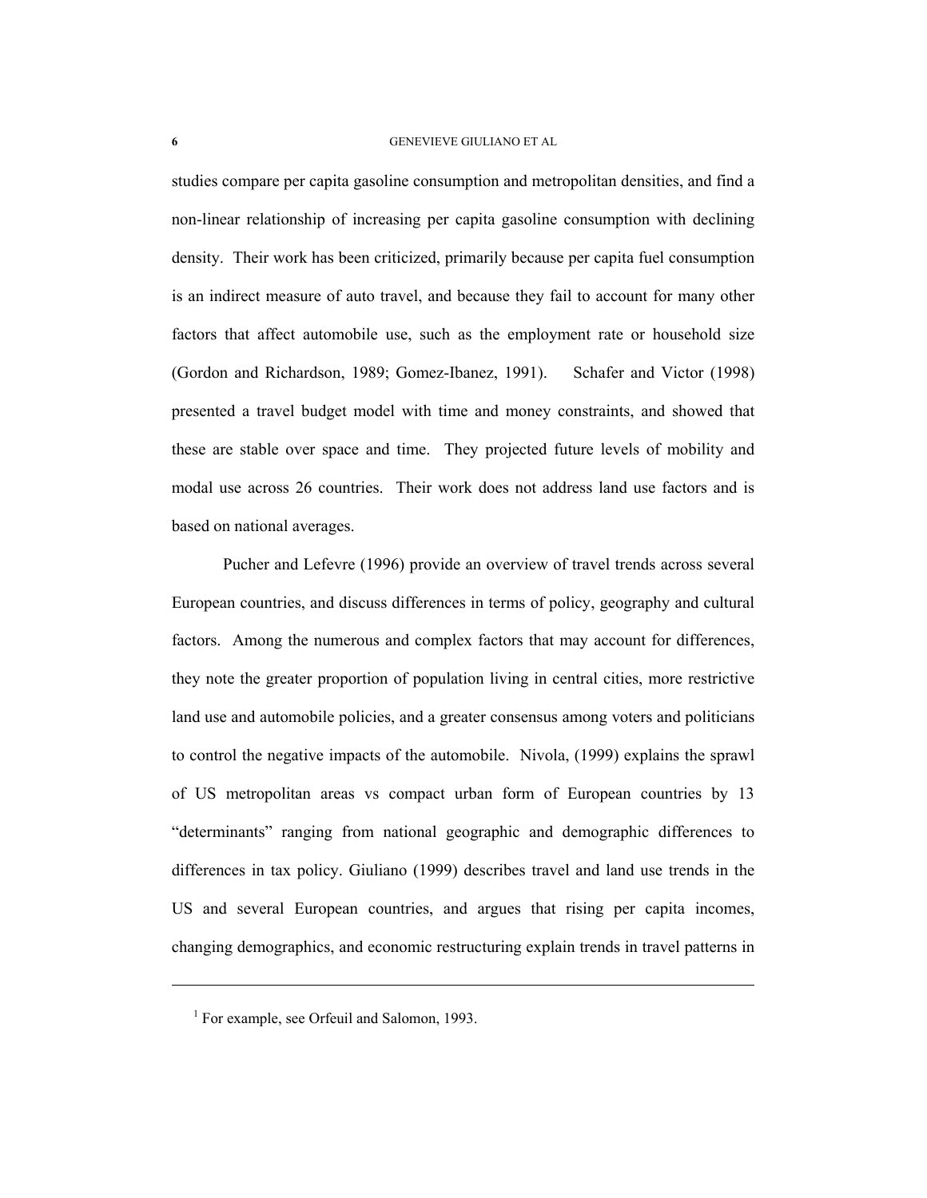studies compare per capita gasoline consumption and metropolitan densities, and find a non-linear relationship of increasing per capita gasoline consumption with declining density. Their work has been criticized, primarily because per capita fuel consumption is an indirect measure of auto travel, and because they fail to account for many other factors that affect automobile use, such as the employment rate or household size (Gordon and Richardson, 1989; Gomez-Ibanez, 1991). Schafer and Victor (1998) presented a travel budget model with time and money constraints, and showed that these are stable over space and time. They projected future levels of mobility and modal use across 26 countries. Their work does not address land use factors and is based on national averages.

Pucher and Lefevre (1996) provide an overview of travel trends across several European countries, and discuss differences in terms of policy, geography and cultural factors. Among the numerous and complex factors that may account for differences, they note the greater proportion of population living in central cities, more restrictive land use and automobile policies, and a greater consensus among voters and politicians to control the negative impacts of the automobile. Nivola, (1999) explains the sprawl of US metropolitan areas vs compact urban form of European countries by 13 "determinants" ranging from national geographic and demographic differences to differences in tax policy. Giuliano (1999) describes travel and land use trends in the US and several European countries, and argues that rising per capita incomes, changing demographics, and economic restructuring explain trends in travel patterns in

---

[1] For example, see Orfeuil and Salomon, 1993.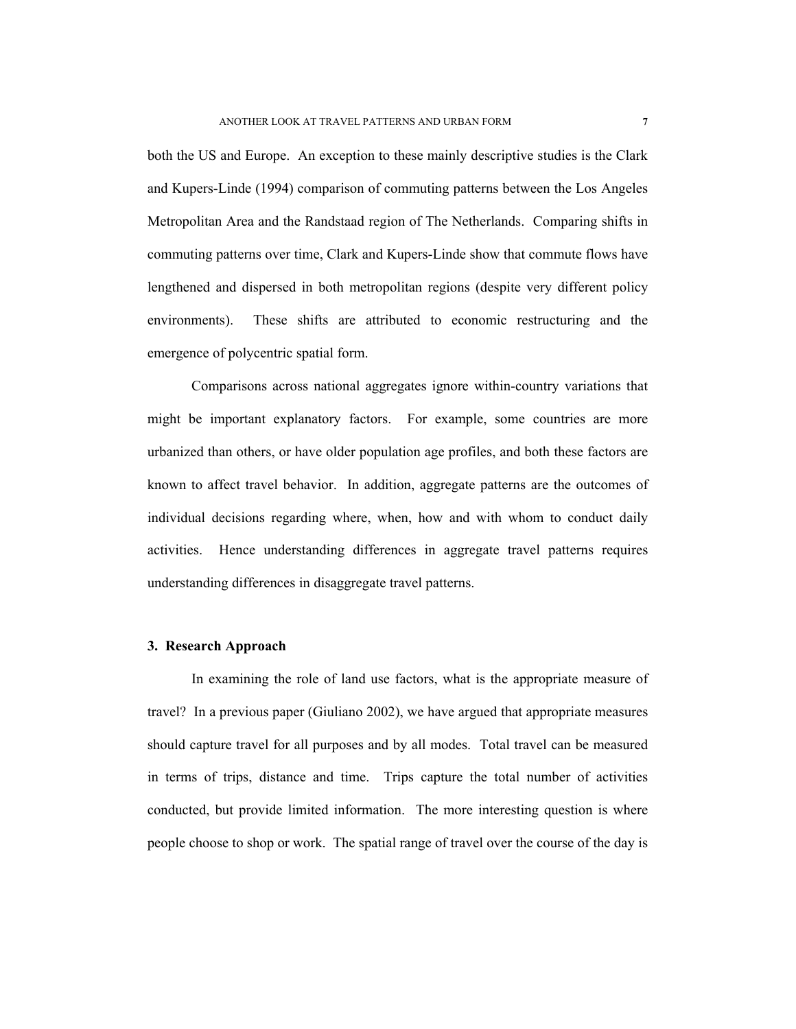both the US and Europe. An exception to these mainly descriptive studies is the Clark and Kupers-Linde (1994) comparison of commuting patterns between the Los Angeles Metropolitan Area and the Randstaad region of The Netherlands. Comparing shifts in commuting patterns over time, Clark and Kupers-Linde show that commute flows have lengthened and dispersed in both metropolitan regions (despite very different policy environments). These shifts are attributed to economic restructuring and the emergence of polycentric spatial form.

Comparisons across national aggregates ignore within-country variations that might be important explanatory factors. For example, some countries are more urbanized than others, or have older population age profiles, and both these factors are known to affect travel behavior. In addition, aggregate patterns are the outcomes of individual decisions regarding where, when, how and with whom to conduct daily activities. Hence understanding differences in aggregate travel patterns requires understanding differences in disaggregate travel patterns.

## 3. Research Approach

In examining the role of land use factors, what is the appropriate measure of travel? In a previous paper (Giuliano 2002), we have argued that appropriate measures should capture travel for all purposes and by all modes. Total travel can be measured in terms of trips, distance and time. Trips capture the total number of activities conducted, but provide limited information. The more interesting question is where people choose to shop or work. The spatial range of travel over the course of the day is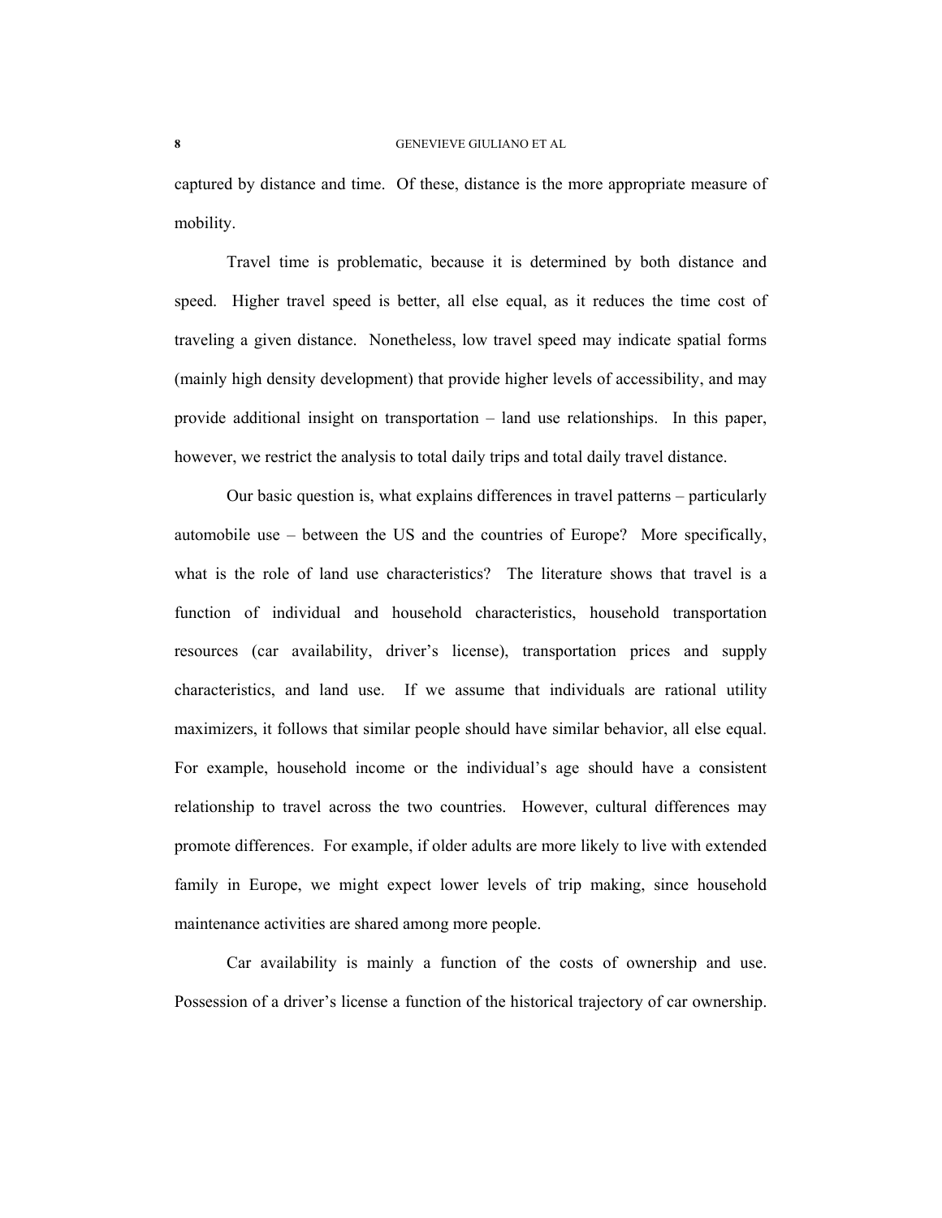captured by distance and time. Of these, distance is the more appropriate measure of mobility.

Travel time is problematic, because it is determined by both distance and speed. Higher travel speed is better, all else equal, as it reduces the time cost of traveling a given distance. Nonetheless, low travel speed may indicate spatial forms (mainly high density development) that provide higher levels of accessibility, and may provide additional insight on transportation – land use relationships. In this paper, however, we restrict the analysis to total daily trips and total daily travel distance.

Our basic question is, what explains differences in travel patterns – particularly automobile use – between the US and the countries of Europe? More specifically, what is the role of land use characteristics? The literature shows that travel is a function of individual and household characteristics, household transportation resources (car availability, driver's license), transportation prices and supply characteristics, and land use. If we assume that individuals are rational utility maximizers, it follows that similar people should have similar behavior, all else equal. For example, household income or the individual's age should have a consistent relationship to travel across the two countries. However, cultural differences may promote differences. For example, if older adults are more likely to live with extended family in Europe, we might expect lower levels of trip making, since household maintenance activities are shared among more people.

Car availability is mainly a function of the costs of ownership and use. Possession of a driver's license a function of the historical trajectory of car ownership.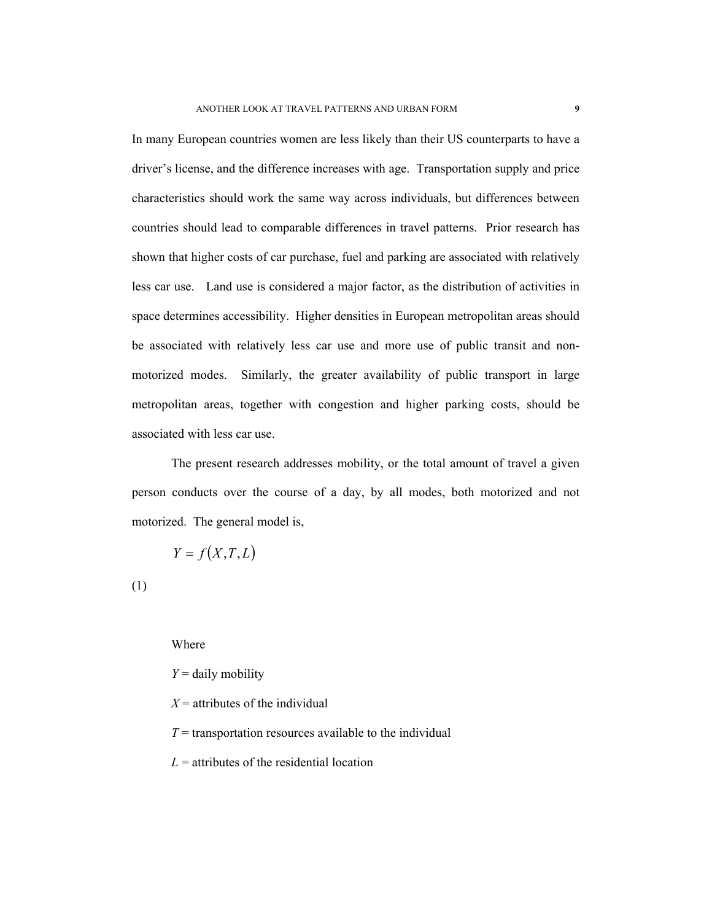In many European countries women are less likely than their US counterparts to have a driver's license, and the difference increases with age. Transportation supply and price characteristics should work the same way across individuals, but differences between countries should lead to comparable differences in travel patterns. Prior research has shown that higher costs of car purchase, fuel and parking are associated with relatively less car use. Land use is considered a major factor, as the distribution of activities in space determines accessibility. Higher densities in European metropolitan areas should be associated with relatively less car use and more use of public transit and non-motorized modes. Similarly, the greater availability of public transport in large metropolitan areas, together with congestion and higher parking costs, should be associated with less car use.

The present research addresses mobility, or the total amount of travel a given person conducts over the course of a day, by all modes, both motorized and not motorized. The general model is,

$$Y = f(X, T, L) \tag{1}$$

Where

$Y$ = daily mobility

$X$ = attributes of the individual

$T$ = transportation resources available to the individual

$L$ = attributes of the residential location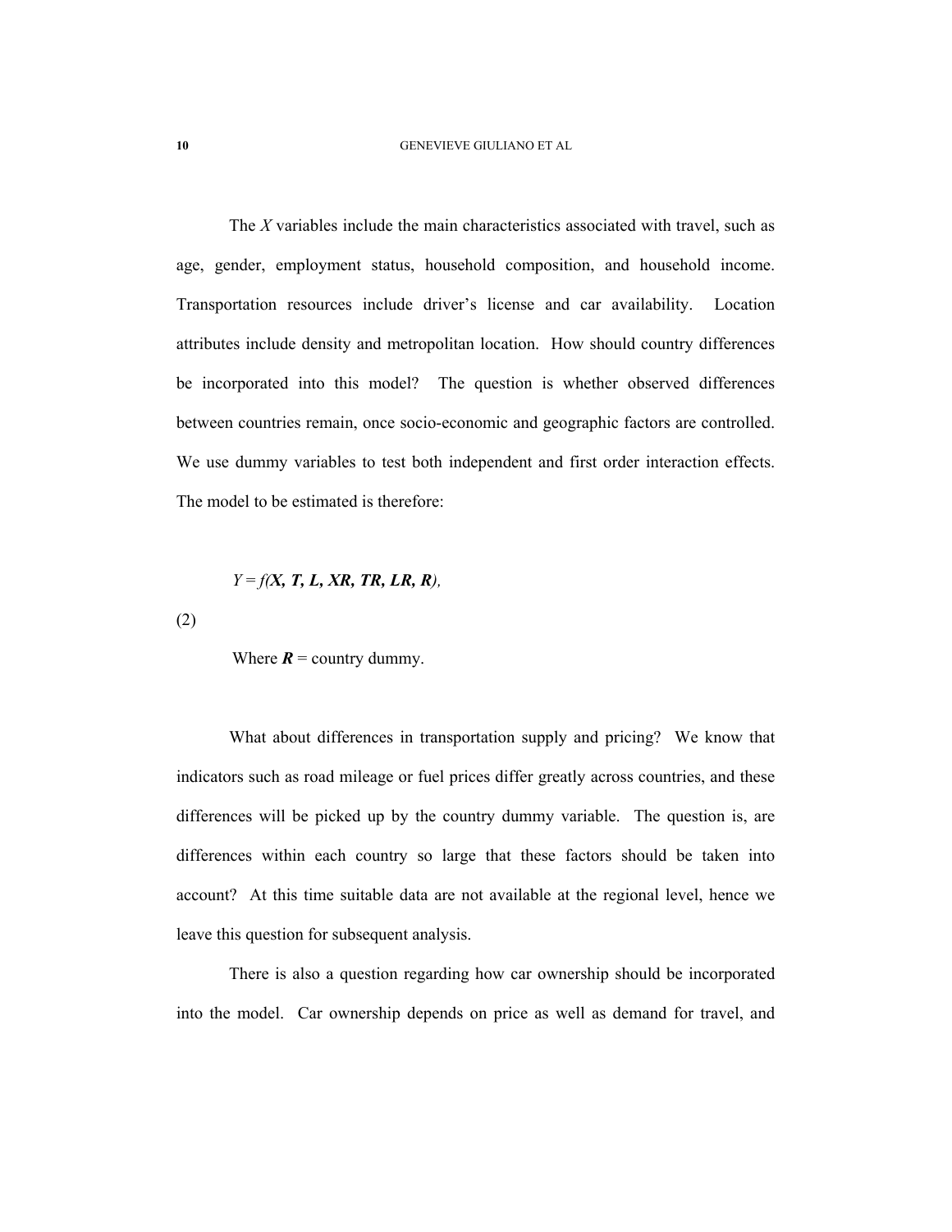The *X* variables include the main characteristics associated with travel, such as age, gender, employment status, household composition, and household income. Transportation resources include driver's license and car availability. Location attributes include density and metropolitan location. How should country differences be incorporated into this model? The question is whether observed differences between countries remain, once socio-economic and geographic factors are controlled. We use dummy variables to test both independent and first order interaction effects. The model to be estimated is therefore:

$$Y = f(\boldsymbol{X}, \boldsymbol{T}, \boldsymbol{L}, \boldsymbol{XR}, \boldsymbol{TR}, \boldsymbol{LR}, \boldsymbol{R}), \tag{2}$$

Where $\boldsymbol{R}$ = country dummy.

What about differences in transportation supply and pricing? We know that indicators such as road mileage or fuel prices differ greatly across countries, and these differences will be picked up by the country dummy variable. The question is, are differences within each country so large that these factors should be taken into account? At this time suitable data are not available at the regional level, hence we leave this question for subsequent analysis.

There is also a question regarding how car ownership should be incorporated into the model. Car ownership depends on price as well as demand for travel, and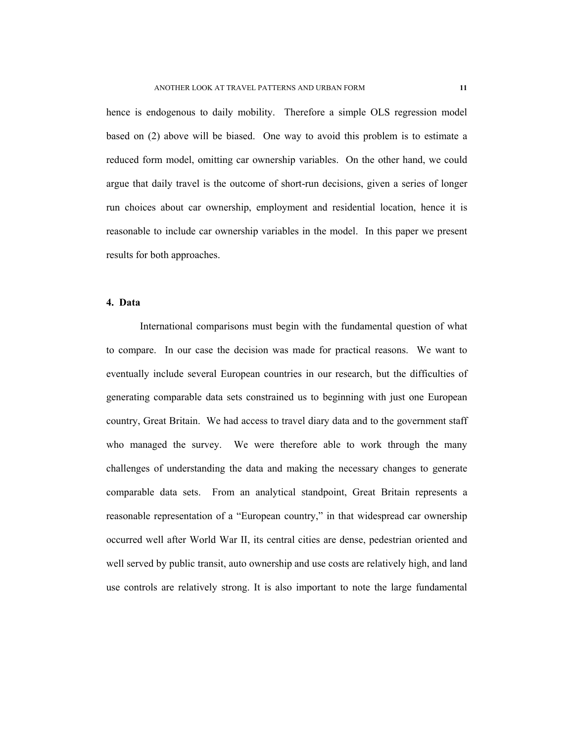hence is endogenous to daily mobility. Therefore a simple OLS regression model based on (2) above will be biased. One way to avoid this problem is to estimate a reduced form model, omitting car ownership variables. On the other hand, we could argue that daily travel is the outcome of short-run decisions, given a series of longer run choices about car ownership, employment and residential location, hence it is reasonable to include car ownership variables in the model. In this paper we present results for both approaches.

## 4. Data

International comparisons must begin with the fundamental question of what to compare. In our case the decision was made for practical reasons. We want to eventually include several European countries in our research, but the difficulties of generating comparable data sets constrained us to beginning with just one European country, Great Britain. We had access to travel diary data and to the government staff who managed the survey. We were therefore able to work through the many challenges of understanding the data and making the necessary changes to generate comparable data sets. From an analytical standpoint, Great Britain represents a reasonable representation of a "European country," in that widespread car ownership occurred well after World War II, its central cities are dense, pedestrian oriented and well served by public transit, auto ownership and use costs are relatively high, and land use controls are relatively strong. It is also important to note the large fundamental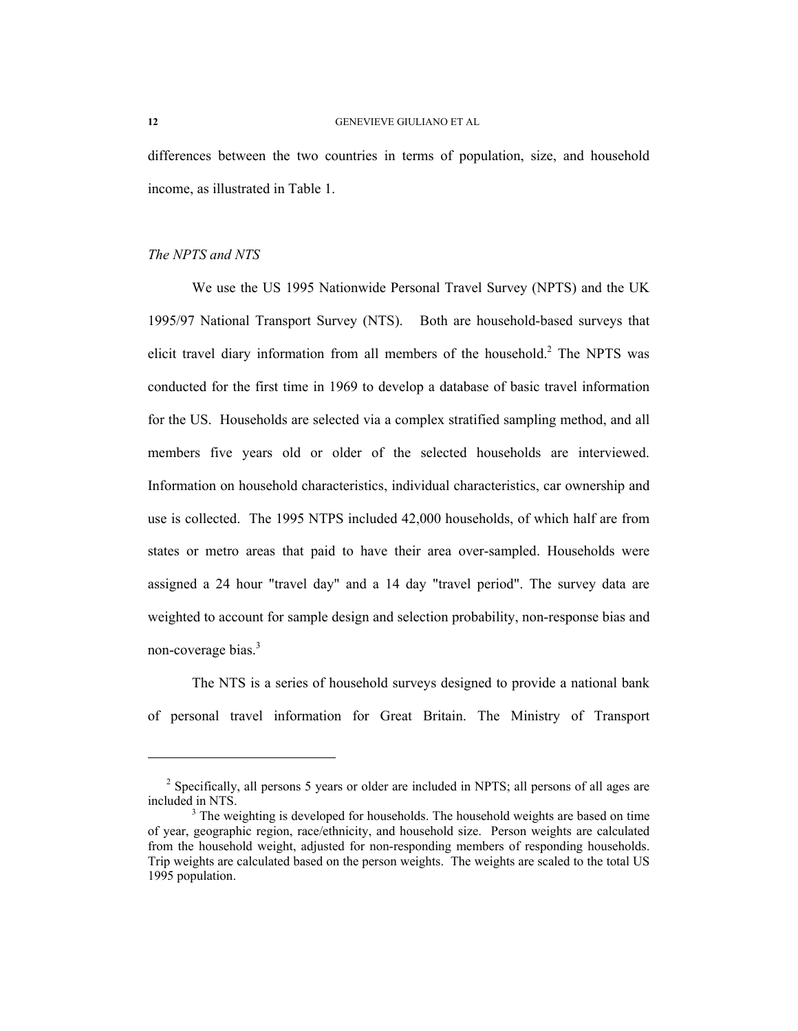differences between the two countries in terms of population, size, and household income, as illustrated in Table 1.

*The NPTS and NTS*

We use the US 1995 Nationwide Personal Travel Survey (NPTS) and the UK 1995/97 National Transport Survey (NTS). Both are household-based surveys that elicit travel diary information from all members of the household.[2] The NPTS was conducted for the first time in 1969 to develop a database of basic travel information for the US. Households are selected via a complex stratified sampling method, and all members five years old or older of the selected households are interviewed. Information on household characteristics, individual characteristics, car ownership and use is collected. The 1995 NTPS included 42,000 households, of which half are from states or metro areas that paid to have their area over-sampled. Households were assigned a 24 hour "travel day" and a 14 day "travel period". The survey data are weighted to account for sample design and selection probability, non-response bias and non-coverage bias.[3]

The NTS is a series of household surveys designed to provide a national bank of personal travel information for Great Britain. The Ministry of Transport

---

[2] Specifically, all persons 5 years or older are included in NPTS; all persons of all ages are included in NTS.

[3] The weighting is developed for households. The household weights are based on time of year, geographic region, race/ethnicity, and household size. Person weights are calculated from the household weight, adjusted for non-responding members of responding households. Trip weights are calculated based on the person weights. The weights are scaled to the total US 1995 population.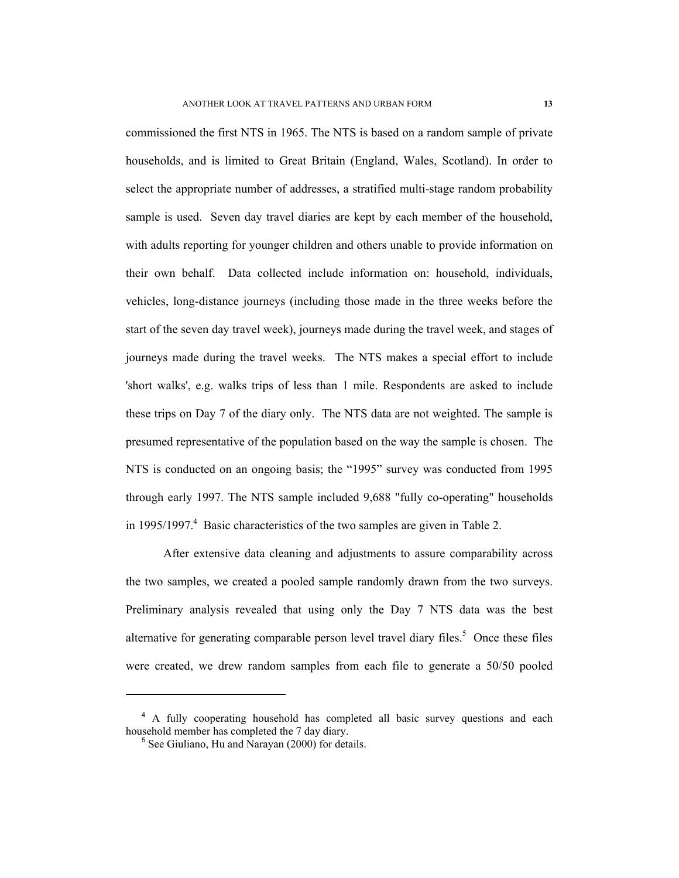commissioned the first NTS in 1965. The NTS is based on a random sample of private households, and is limited to Great Britain (England, Wales, Scotland). In order to select the appropriate number of addresses, a stratified multi-stage random probability sample is used. Seven day travel diaries are kept by each member of the household, with adults reporting for younger children and others unable to provide information on their own behalf. Data collected include information on: household, individuals, vehicles, long-distance journeys (including those made in the three weeks before the start of the seven day travel week), journeys made during the travel week, and stages of journeys made during the travel weeks. The NTS makes a special effort to include 'short walks', e.g. walks trips of less than 1 mile. Respondents are asked to include these trips on Day 7 of the diary only. The NTS data are not weighted. The sample is presumed representative of the population based on the way the sample is chosen. The NTS is conducted on an ongoing basis; the "1995" survey was conducted from 1995 through early 1997. The NTS sample included 9,688 "fully co-operating" households in 1995/1997.[4] Basic characteristics of the two samples are given in Table 2.

After extensive data cleaning and adjustments to assure comparability across the two samples, we created a pooled sample randomly drawn from the two surveys. Preliminary analysis revealed that using only the Day 7 NTS data was the best alternative for generating comparable person level travel diary files.[5] Once these files were created, we drew random samples from each file to generate a 50/50 pooled

---

[4] A fully cooperating household has completed all basic survey questions and each household member has completed the 7 day diary.

[5] See Giuliano, Hu and Narayan (2000) for details.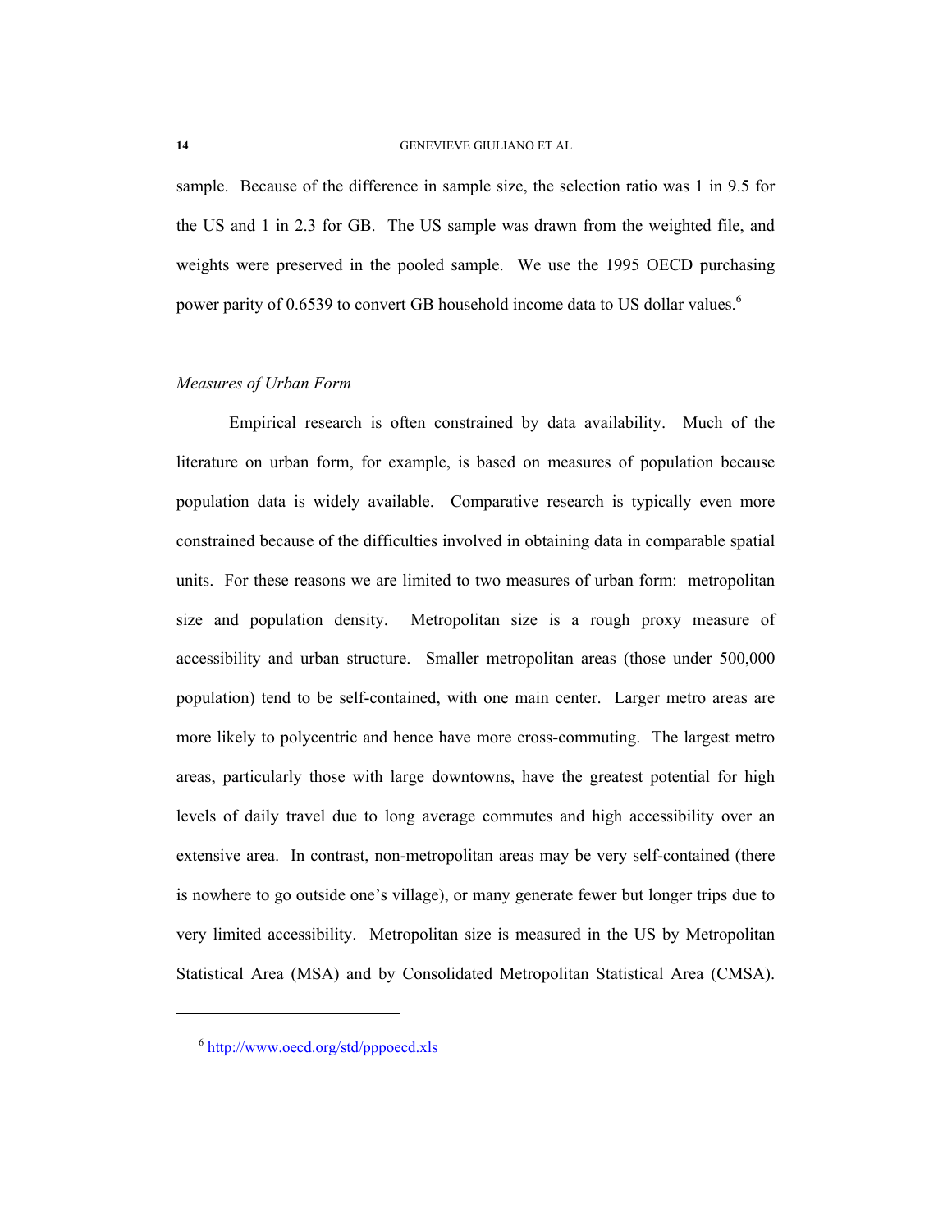sample. Because of the difference in sample size, the selection ratio was 1 in 9.5 for the US and 1 in 2.3 for GB. The US sample was drawn from the weighted file, and weights were preserved in the pooled sample. We use the 1995 OECD purchasing power parity of 0.6539 to convert GB household income data to US dollar values.[6]

*Measures of Urban Form*

Empirical research is often constrained by data availability. Much of the literature on urban form, for example, is based on measures of population because population data is widely available. Comparative research is typically even more constrained because of the difficulties involved in obtaining data in comparable spatial units. For these reasons we are limited to two measures of urban form: metropolitan size and population density. Metropolitan size is a rough proxy measure of accessibility and urban structure. Smaller metropolitan areas (those under 500,000 population) tend to be self-contained, with one main center. Larger metro areas are more likely to polycentric and hence have more cross-commuting. The largest metro areas, particularly those with large downtowns, have the greatest potential for high levels of daily travel due to long average commutes and high accessibility over an extensive area. In contrast, non-metropolitan areas may be very self-contained (there is nowhere to go outside one's village), or many generate fewer but longer trips due to very limited accessibility. Metropolitan size is measured in the US by Metropolitan Statistical Area (MSA) and by Consolidated Metropolitan Statistical Area (CMSA).

[6] http://www.oecd.org/std/pppoecd.xls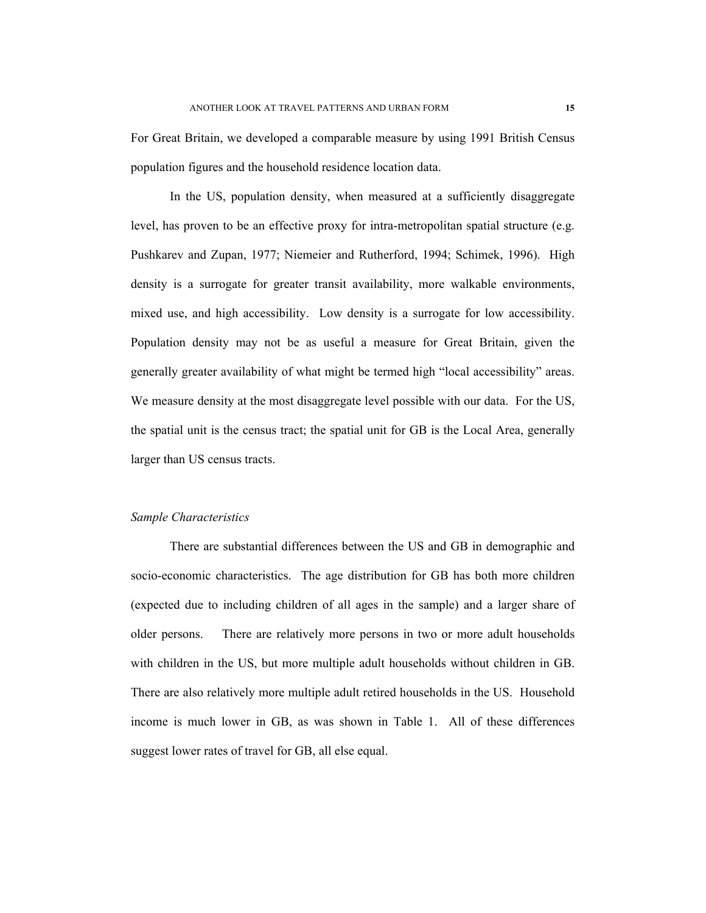For Great Britain, we developed a comparable measure by using 1991 British Census population figures and the household residence location data.

In the US, population density, when measured at a sufficiently disaggregate level, has proven to be an effective proxy for intra-metropolitan spatial structure (e.g. Pushkarev and Zupan, 1977; Niemeier and Rutherford, 1994; Schimek, 1996). High density is a surrogate for greater transit availability, more walkable environments, mixed use, and high accessibility. Low density is a surrogate for low accessibility. Population density may not be as useful a measure for Great Britain, given the generally greater availability of what might be termed high "local accessibility" areas. We measure density at the most disaggregate level possible with our data. For the US, the spatial unit is the census tract; the spatial unit for GB is the Local Area, generally larger than US census tracts.

*Sample Characteristics*

There are substantial differences between the US and GB in demographic and socio-economic characteristics. The age distribution for GB has both more children (expected due to including children of all ages in the sample) and a larger share of older persons. There are relatively more persons in two or more adult households with children in the US, but more multiple adult households without children in GB. There are also relatively more multiple adult retired households in the US. Household income is much lower in GB, as was shown in Table 1. All of these differences suggest lower rates of travel for GB, all else equal.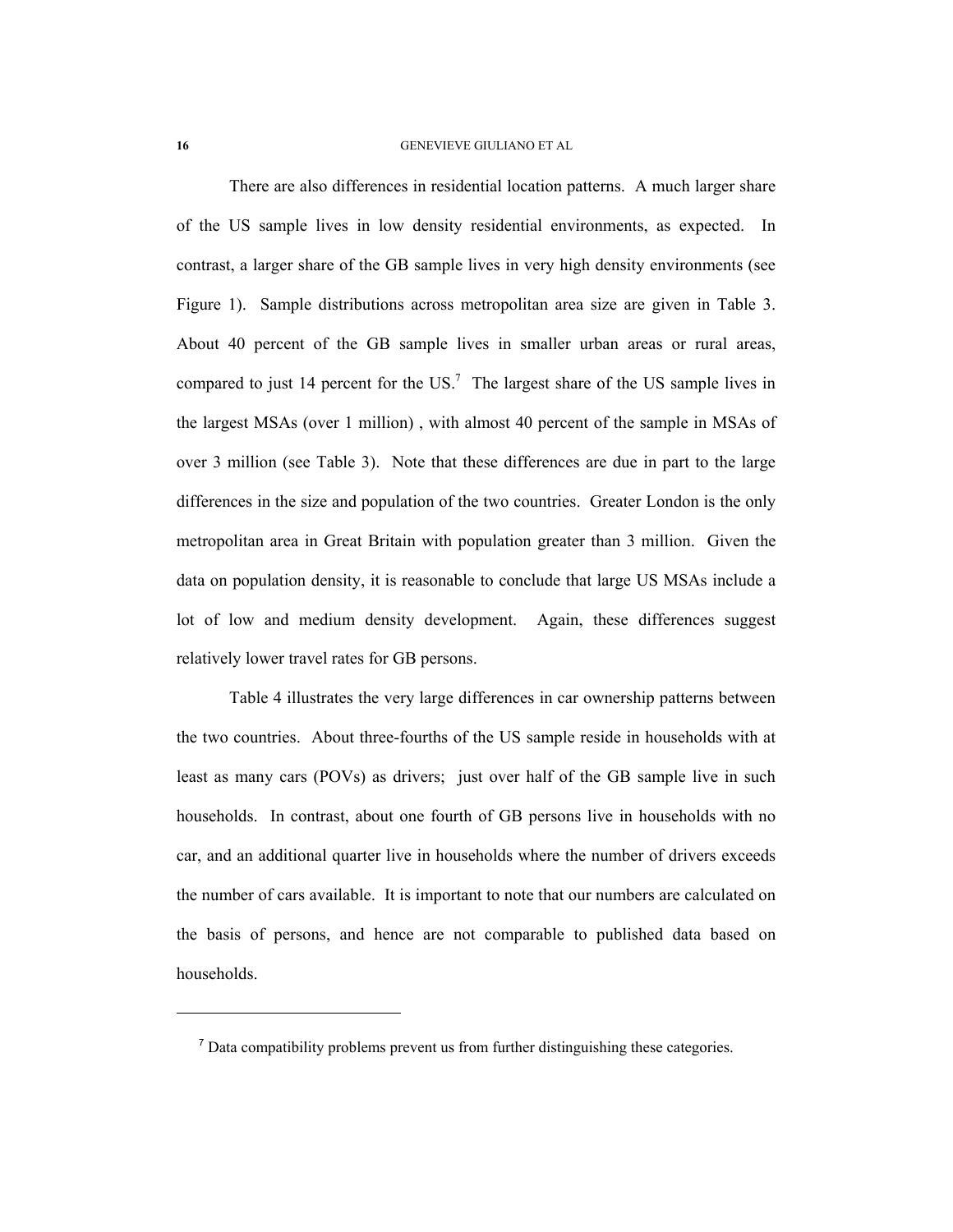There are also differences in residential location patterns. A much larger share of the US sample lives in low density residential environments, as expected. In contrast, a larger share of the GB sample lives in very high density environments (see Figure 1). Sample distributions across metropolitan area size are given in Table 3. About 40 percent of the GB sample lives in smaller urban areas or rural areas, compared to just 14 percent for the US.[7] The largest share of the US sample lives in the largest MSAs (over 1 million) , with almost 40 percent of the sample in MSAs of over 3 million (see Table 3). Note that these differences are due in part to the large differences in the size and population of the two countries. Greater London is the only metropolitan area in Great Britain with population greater than 3 million. Given the data on population density, it is reasonable to conclude that large US MSAs include a lot of low and medium density development. Again, these differences suggest relatively lower travel rates for GB persons.

Table 4 illustrates the very large differences in car ownership patterns between the two countries. About three-fourths of the US sample reside in households with at least as many cars (POVs) as drivers; just over half of the GB sample live in such households. In contrast, about one fourth of GB persons live in households with no car, and an additional quarter live in households where the number of drivers exceeds the number of cars available. It is important to note that our numbers are calculated on the basis of persons, and hence are not comparable to published data based on households.

---

[7] Data compatibility problems prevent us from further distinguishing these categories.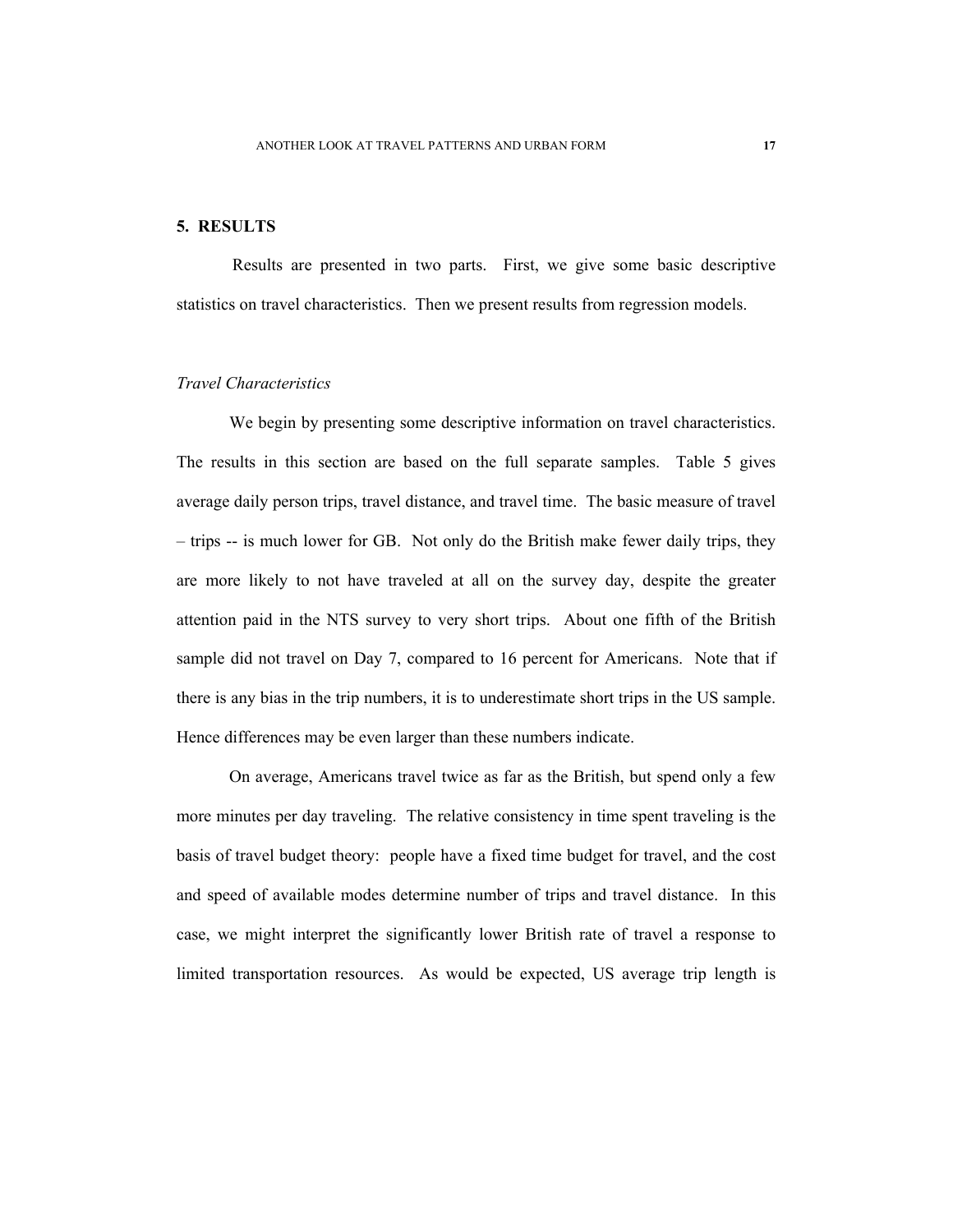## 5. RESULTS

Results are presented in two parts. First, we give some basic descriptive statistics on travel characteristics. Then we present results from regression models.

### *Travel Characteristics*

We begin by presenting some descriptive information on travel characteristics. The results in this section are based on the full separate samples. Table 5 gives average daily person trips, travel distance, and travel time. The basic measure of travel – trips -- is much lower for GB. Not only do the British make fewer daily trips, they are more likely to not have traveled at all on the survey day, despite the greater attention paid in the NTS survey to very short trips. About one fifth of the British sample did not travel on Day 7, compared to 16 percent for Americans. Note that if there is any bias in the trip numbers, it is to underestimate short trips in the US sample. Hence differences may be even larger than these numbers indicate.

On average, Americans travel twice as far as the British, but spend only a few more minutes per day traveling. The relative consistency in time spent traveling is the basis of travel budget theory: people have a fixed time budget for travel, and the cost and speed of available modes determine number of trips and travel distance. In this case, we might interpret the significantly lower British rate of travel a response to limited transportation resources. As would be expected, US average trip length is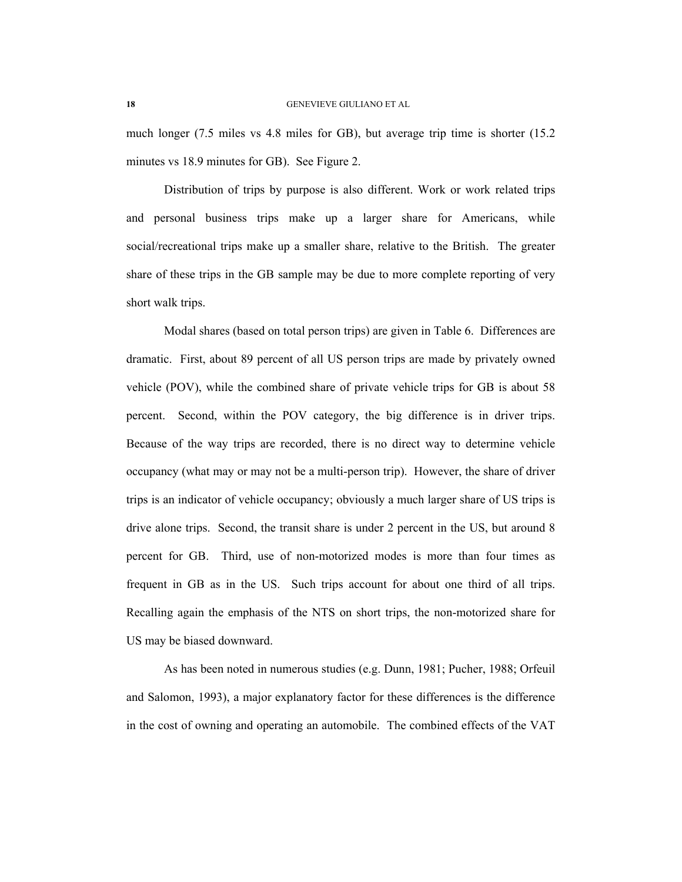much longer (7.5 miles vs 4.8 miles for GB), but average trip time is shorter (15.2 minutes vs 18.9 minutes for GB). See Figure 2.

Distribution of trips by purpose is also different. Work or work related trips and personal business trips make up a larger share for Americans, while social/recreational trips make up a smaller share, relative to the British. The greater share of these trips in the GB sample may be due to more complete reporting of very short walk trips.

Modal shares (based on total person trips) are given in Table 6. Differences are dramatic. First, about 89 percent of all US person trips are made by privately owned vehicle (POV), while the combined share of private vehicle trips for GB is about 58 percent. Second, within the POV category, the big difference is in driver trips. Because of the way trips are recorded, there is no direct way to determine vehicle occupancy (what may or may not be a multi-person trip). However, the share of driver trips is an indicator of vehicle occupancy; obviously a much larger share of US trips is drive alone trips. Second, the transit share is under 2 percent in the US, but around 8 percent for GB. Third, use of non-motorized modes is more than four times as frequent in GB as in the US. Such trips account for about one third of all trips. Recalling again the emphasis of the NTS on short trips, the non-motorized share for US may be biased downward.

As has been noted in numerous studies (e.g. Dunn, 1981; Pucher, 1988; Orfeuil and Salomon, 1993), a major explanatory factor for these differences is the difference in the cost of owning and operating an automobile. The combined effects of the VAT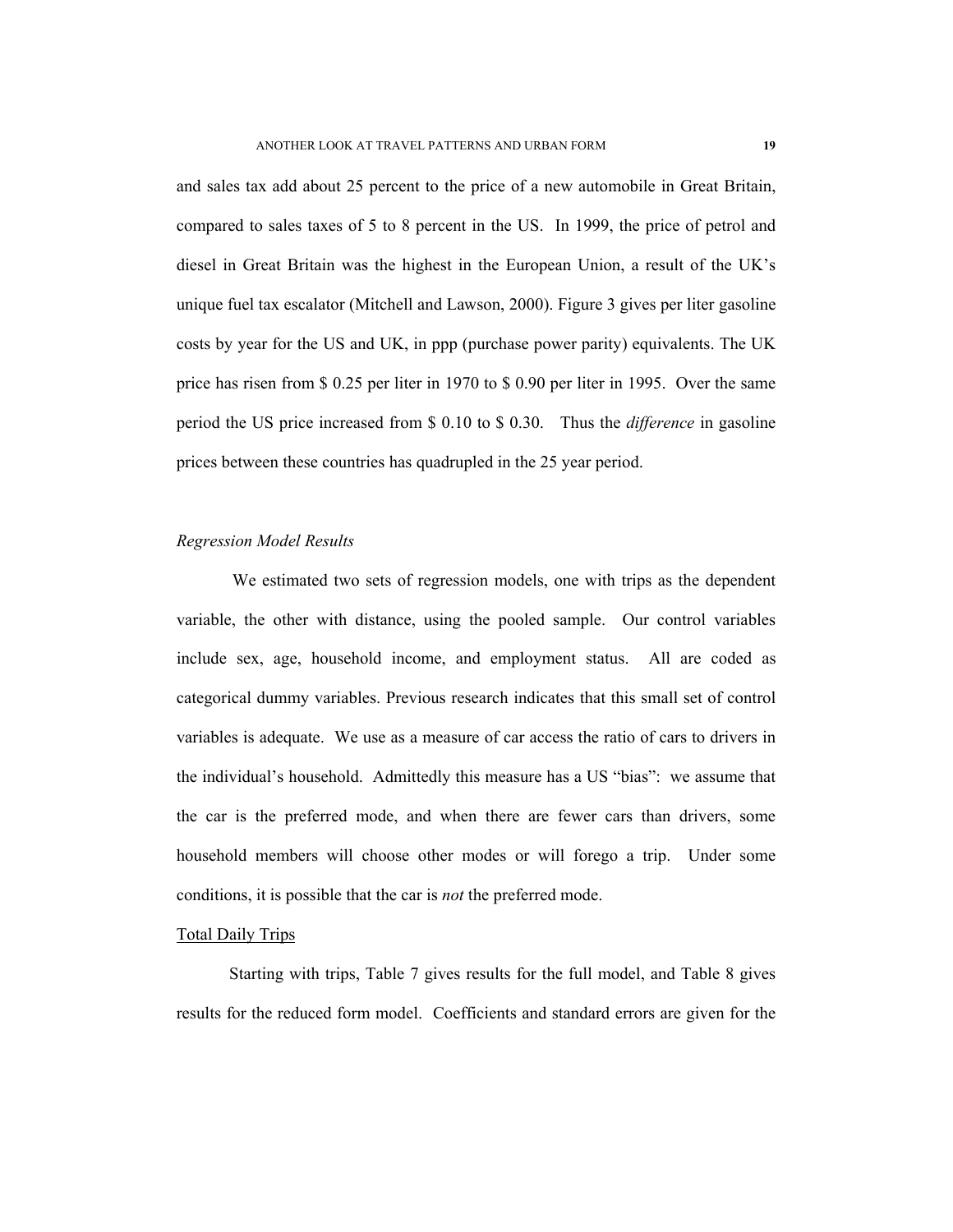and sales tax add about 25 percent to the price of a new automobile in Great Britain, compared to sales taxes of 5 to 8 percent in the US. In 1999, the price of petrol and diesel in Great Britain was the highest in the European Union, a result of the UK's unique fuel tax escalator (Mitchell and Lawson, 2000). Figure 3 gives per liter gasoline costs by year for the US and UK, in ppp (purchase power parity) equivalents. The UK price has risen from $ 0.25 per liter in 1970 to $ 0.90 per liter in 1995. Over the same period the US price increased from $ 0.10 to $ 0.30. Thus the *difference* in gasoline prices between these countries has quadrupled in the 25 year period.

### *Regression Model Results*

We estimated two sets of regression models, one with trips as the dependent variable, the other with distance, using the pooled sample. Our control variables include sex, age, household income, and employment status. All are coded as categorical dummy variables. Previous research indicates that this small set of control variables is adequate. We use as a measure of car access the ratio of cars to drivers in the individual's household. Admittedly this measure has a US "bias": we assume that the car is the preferred mode, and when there are fewer cars than drivers, some household members will choose other modes or will forego a trip. Under some conditions, it is possible that the car is *not* the preferred mode.

#### Total Daily Trips

Starting with trips, Table 7 gives results for the full model, and Table 8 gives results for the reduced form model. Coefficients and standard errors are given for the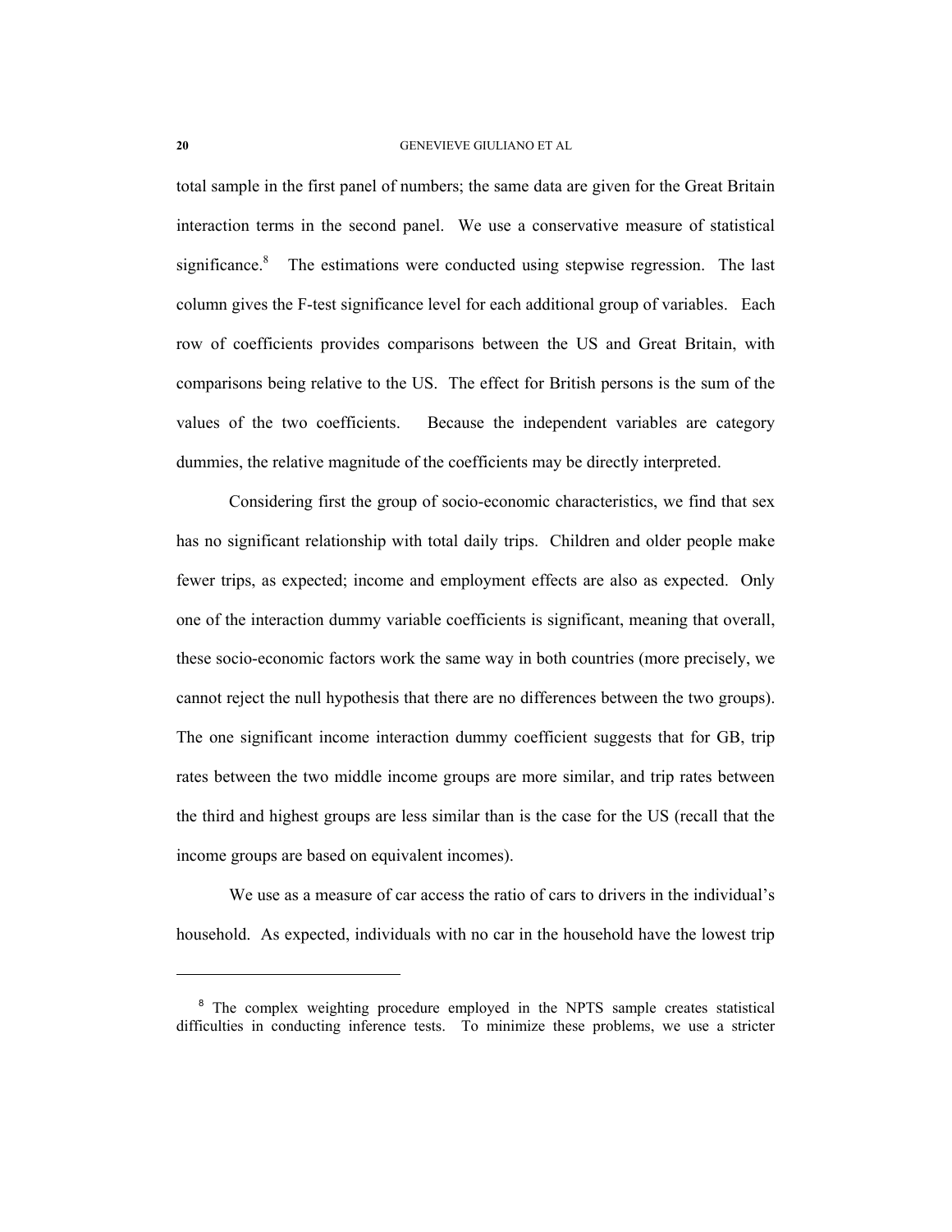total sample in the first panel of numbers; the same data are given for the Great Britain interaction terms in the second panel. We use a conservative measure of statistical significance.[8] The estimations were conducted using stepwise regression. The last column gives the F-test significance level for each additional group of variables. Each row of coefficients provides comparisons between the US and Great Britain, with comparisons being relative to the US. The effect for British persons is the sum of the values of the two coefficients. Because the independent variables are category dummies, the relative magnitude of the coefficients may be directly interpreted.

Considering first the group of socio-economic characteristics, we find that sex has no significant relationship with total daily trips. Children and older people make fewer trips, as expected; income and employment effects are also as expected. Only one of the interaction dummy variable coefficients is significant, meaning that overall, these socio-economic factors work the same way in both countries (more precisely, we cannot reject the null hypothesis that there are no differences between the two groups). The one significant income interaction dummy coefficient suggests that for GB, trip rates between the two middle income groups are more similar, and trip rates between the third and highest groups are less similar than is the case for the US (recall that the income groups are based on equivalent incomes).

We use as a measure of car access the ratio of cars to drivers in the individual's household. As expected, individuals with no car in the household have the lowest trip

---

[8] The complex weighting procedure employed in the NPTS sample creates statistical difficulties in conducting inference tests. To minimize these problems, we use a stricter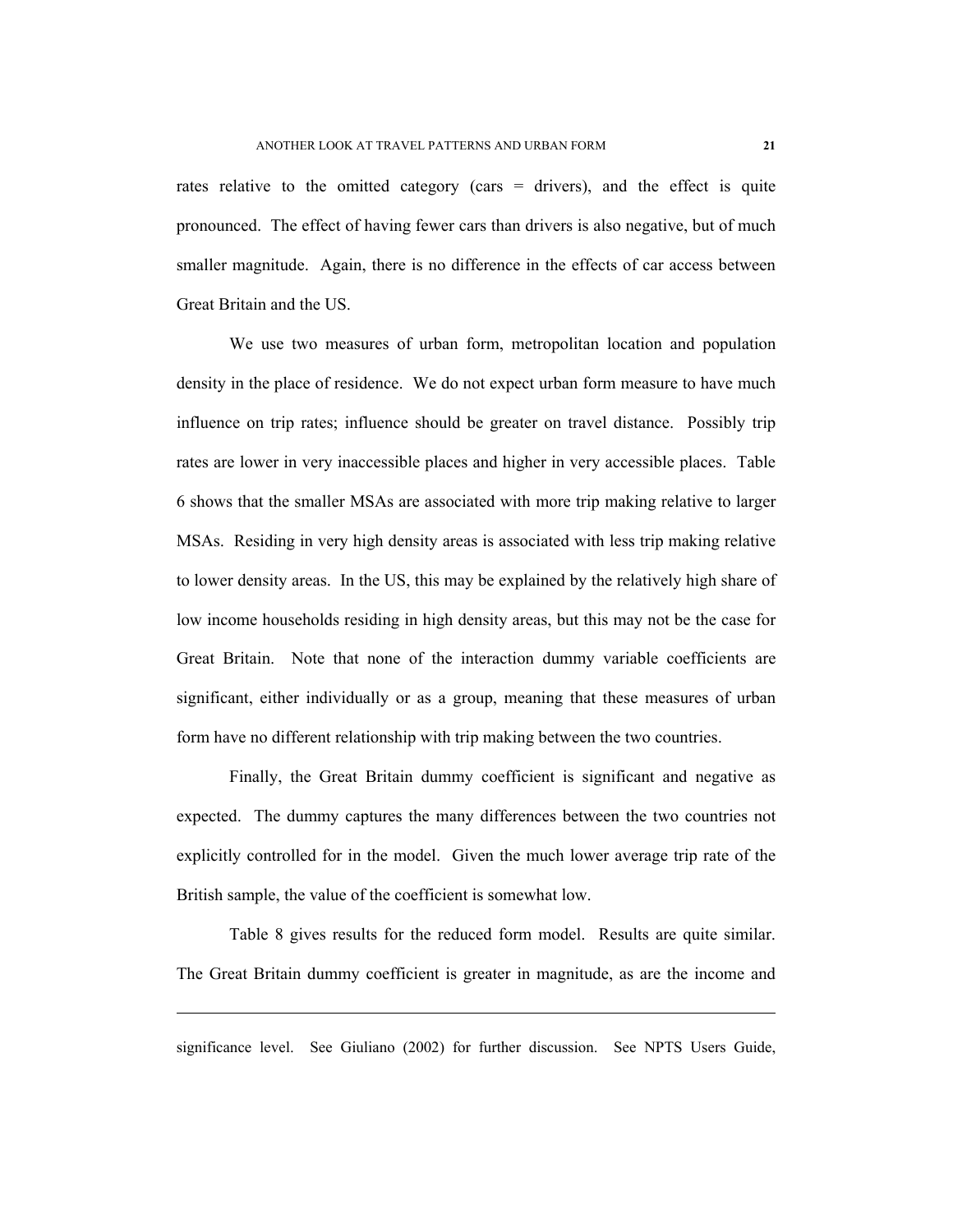rates relative to the omitted category (cars = drivers), and the effect is quite pronounced. The effect of having fewer cars than drivers is also negative, but of much smaller magnitude. Again, there is no difference in the effects of car access between Great Britain and the US.

We use two measures of urban form, metropolitan location and population density in the place of residence. We do not expect urban form measure to have much influence on trip rates; influence should be greater on travel distance. Possibly trip rates are lower in very inaccessible places and higher in very accessible places. Table 6 shows that the smaller MSAs are associated with more trip making relative to larger MSAs. Residing in very high density areas is associated with less trip making relative to lower density areas. In the US, this may be explained by the relatively high share of low income households residing in high density areas, but this may not be the case for Great Britain. Note that none of the interaction dummy variable coefficients are significant, either individually or as a group, meaning that these measures of urban form have no different relationship with trip making between the two countries.

Finally, the Great Britain dummy coefficient is significant and negative as expected. The dummy captures the many differences between the two countries not explicitly controlled for in the model. Given the much lower average trip rate of the British sample, the value of the coefficient is somewhat low.

Table 8 gives results for the reduced form model. Results are quite similar. The Great Britain dummy coefficient is greater in magnitude, as are the income and

---

significance level. See Giuliano (2002) for further discussion. See NPTS Users Guide,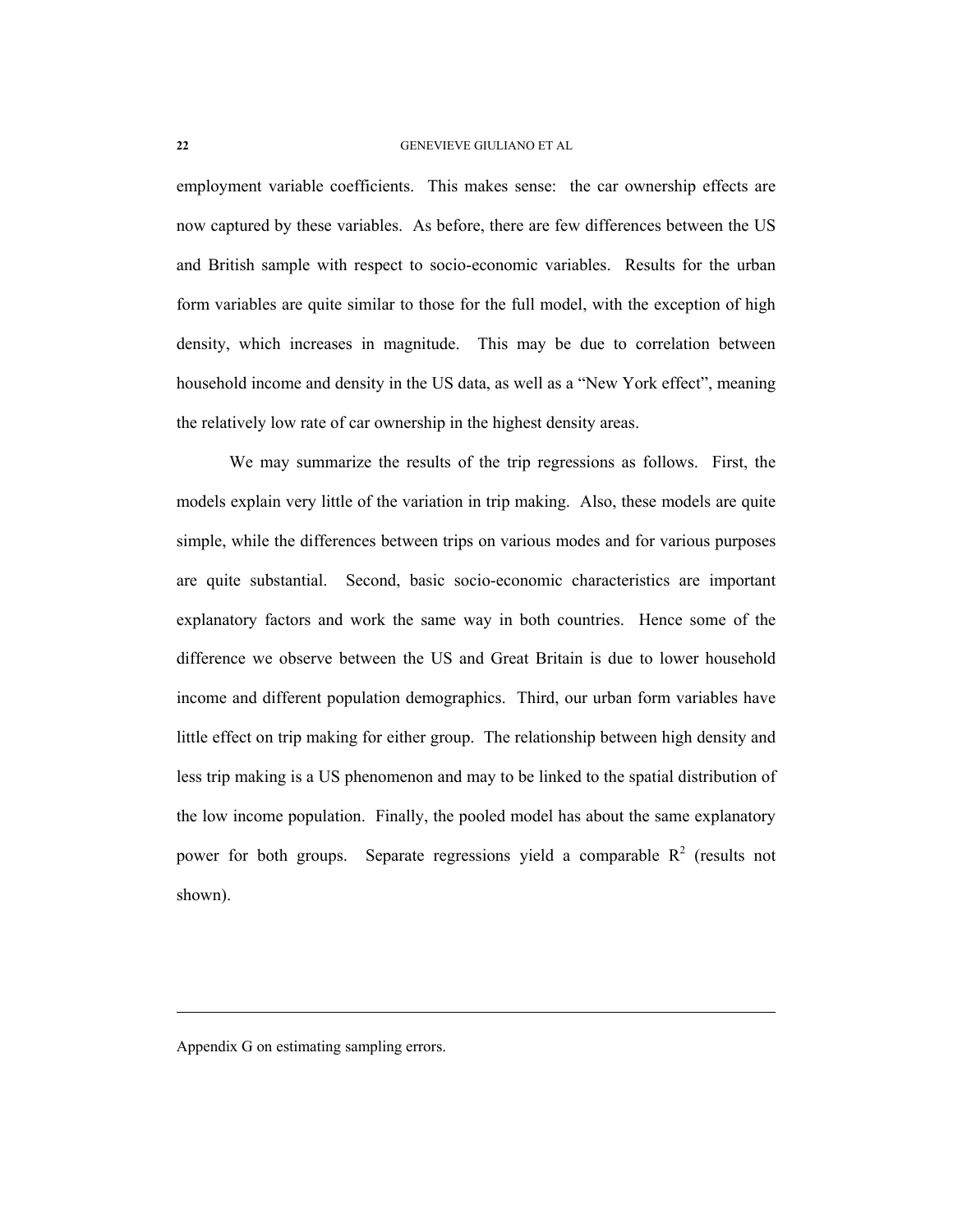employment variable coefficients. This makes sense: the car ownership effects are now captured by these variables. As before, there are few differences between the US and British sample with respect to socio-economic variables. Results for the urban form variables are quite similar to those for the full model, with the exception of high density, which increases in magnitude. This may be due to correlation between household income and density in the US data, as well as a "New York effect", meaning the relatively low rate of car ownership in the highest density areas.

We may summarize the results of the trip regressions as follows. First, the models explain very little of the variation in trip making. Also, these models are quite simple, while the differences between trips on various modes and for various purposes are quite substantial. Second, basic socio-economic characteristics are important explanatory factors and work the same way in both countries. Hence some of the difference we observe between the US and Great Britain is due to lower household income and different population demographics. Third, our urban form variables have little effect on trip making for either group. The relationship between high density and less trip making is a US phenomenon and may to be linked to the spatial distribution of the low income population. Finally, the pooled model has about the same explanatory power for both groups. Separate regressions yield a comparable $R^2$ (results not shown).

---

Appendix G on estimating sampling errors.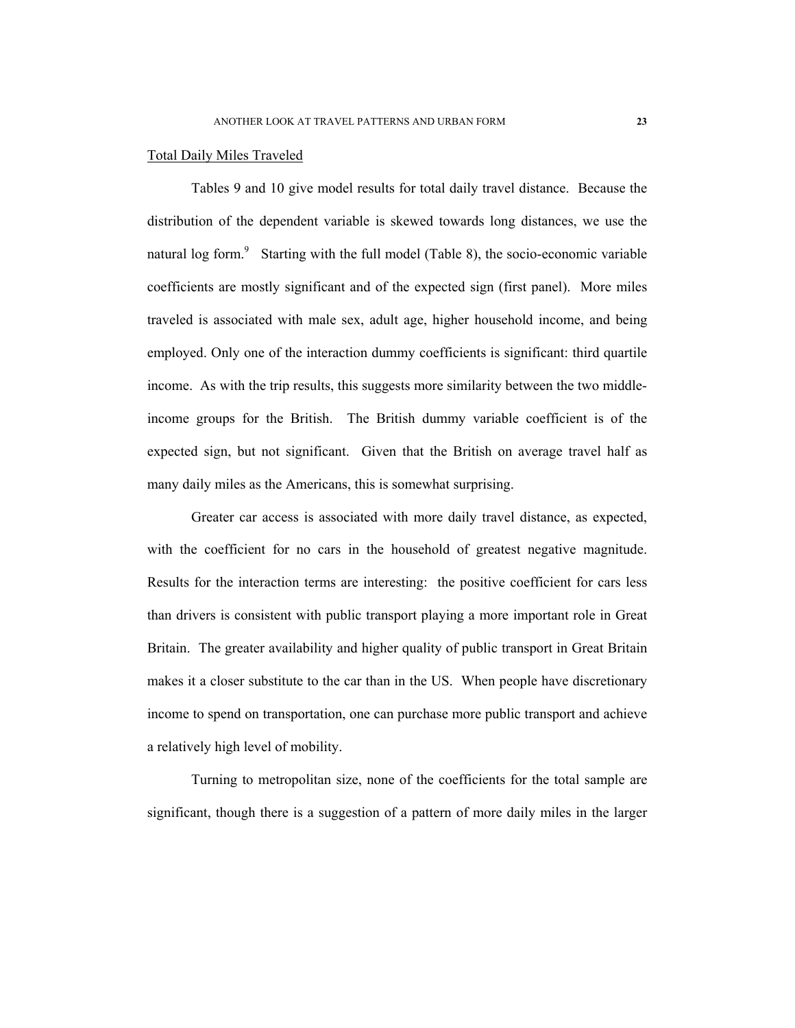Total Daily Miles Traveled

Tables 9 and 10 give model results for total daily travel distance. Because the distribution of the dependent variable is skewed towards long distances, we use the natural log form.[9] Starting with the full model (Table 8), the socio-economic variable coefficients are mostly significant and of the expected sign (first panel). More miles traveled is associated with male sex, adult age, higher household income, and being employed. Only one of the interaction dummy coefficients is significant: third quartile income. As with the trip results, this suggests more similarity between the two middle-income groups for the British. The British dummy variable coefficient is of the expected sign, but not significant. Given that the British on average travel half as many daily miles as the Americans, this is somewhat surprising.

Greater car access is associated with more daily travel distance, as expected, with the coefficient for no cars in the household of greatest negative magnitude. Results for the interaction terms are interesting: the positive coefficient for cars less than drivers is consistent with public transport playing a more important role in Great Britain. The greater availability and higher quality of public transport in Great Britain makes it a closer substitute to the car than in the US. When people have discretionary income to spend on transportation, one can purchase more public transport and achieve a relatively high level of mobility.

Turning to metropolitan size, none of the coefficients for the total sample are significant, though there is a suggestion of a pattern of more daily miles in the larger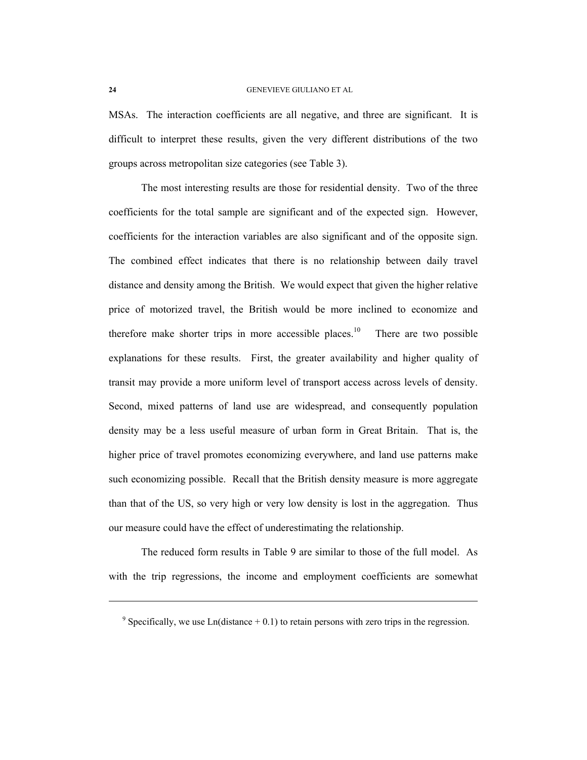MSAs. The interaction coefficients are all negative, and three are significant. It is difficult to interpret these results, given the very different distributions of the two groups across metropolitan size categories (see Table 3).

The most interesting results are those for residential density. Two of the three coefficients for the total sample are significant and of the expected sign. However, coefficients for the interaction variables are also significant and of the opposite sign. The combined effect indicates that there is no relationship between daily travel distance and density among the British. We would expect that given the higher relative price of motorized travel, the British would be more inclined to economize and therefore make shorter trips in more accessible places.[10] There are two possible explanations for these results. First, the greater availability and higher quality of transit may provide a more uniform level of transport access across levels of density. Second, mixed patterns of land use are widespread, and consequently population density may be a less useful measure of urban form in Great Britain. That is, the higher price of travel promotes economizing everywhere, and land use patterns make such economizing possible. Recall that the British density measure is more aggregate than that of the US, so very high or very low density is lost in the aggregation. Thus our measure could have the effect of underestimating the relationship.

The reduced form results in Table 9 are similar to those of the full model. As with the trip regressions, the income and employment coefficients are somewhat

---

[9] Specifically, we use Ln(distance + 0.1) to retain persons with zero trips in the regression.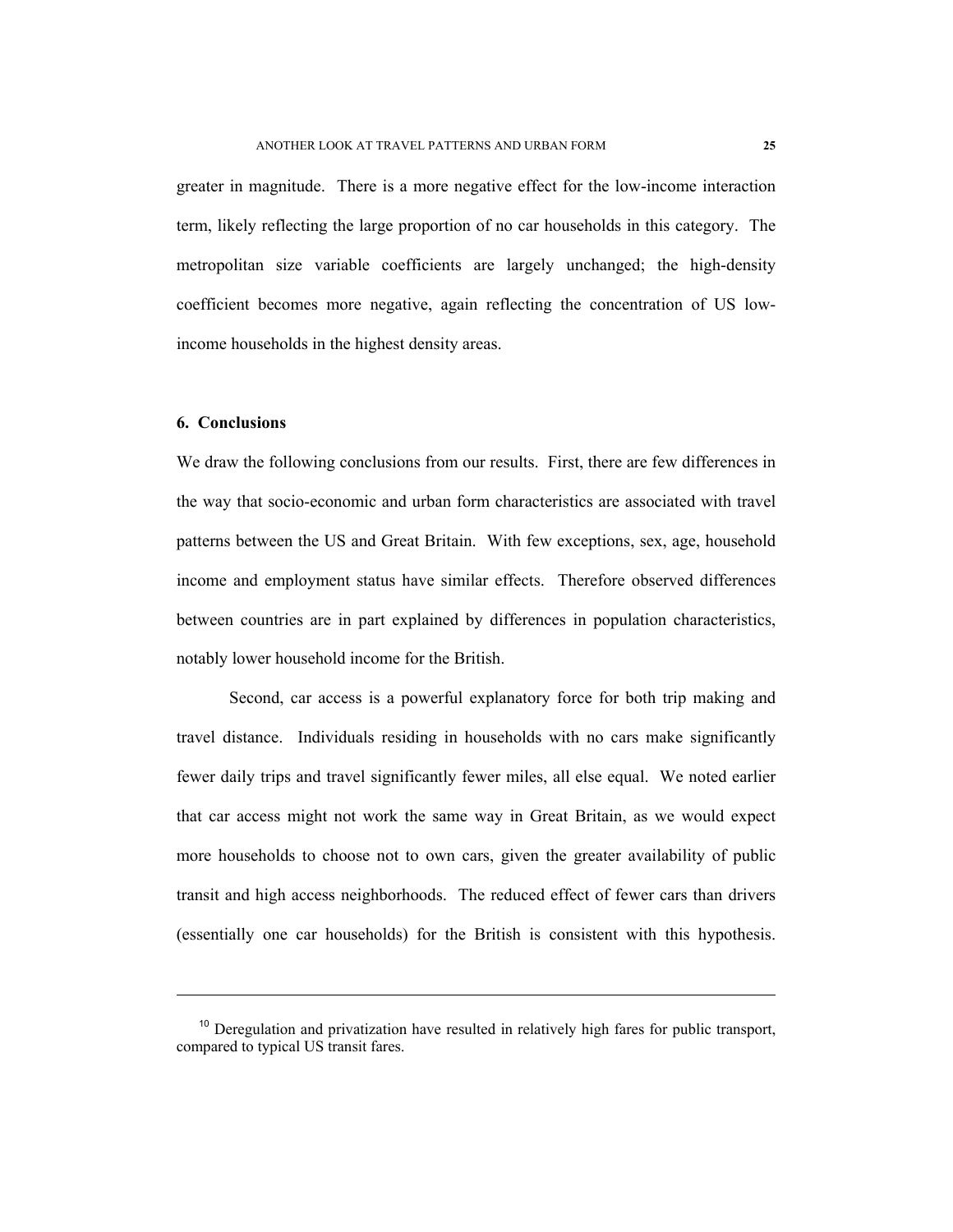greater in magnitude. There is a more negative effect for the low-income interaction term, likely reflecting the large proportion of no car households in this category. The metropolitan size variable coefficients are largely unchanged; the high-density coefficient becomes more negative, again reflecting the concentration of US low-income households in the highest density areas.

## 6. Conclusions

We draw the following conclusions from our results. First, there are few differences in the way that socio-economic and urban form characteristics are associated with travel patterns between the US and Great Britain. With few exceptions, sex, age, household income and employment status have similar effects. Therefore observed differences between countries are in part explained by differences in population characteristics, notably lower household income for the British.

Second, car access is a powerful explanatory force for both trip making and travel distance. Individuals residing in households with no cars make significantly fewer daily trips and travel significantly fewer miles, all else equal. We noted earlier that car access might not work the same way in Great Britain, as we would expect more households to choose not to own cars, given the greater availability of public transit and high access neighborhoods. The reduced effect of fewer cars than drivers (essentially one car households) for the British is consistent with this hypothesis.

---

[10] Deregulation and privatization have resulted in relatively high fares for public transport, compared to typical US transit fares.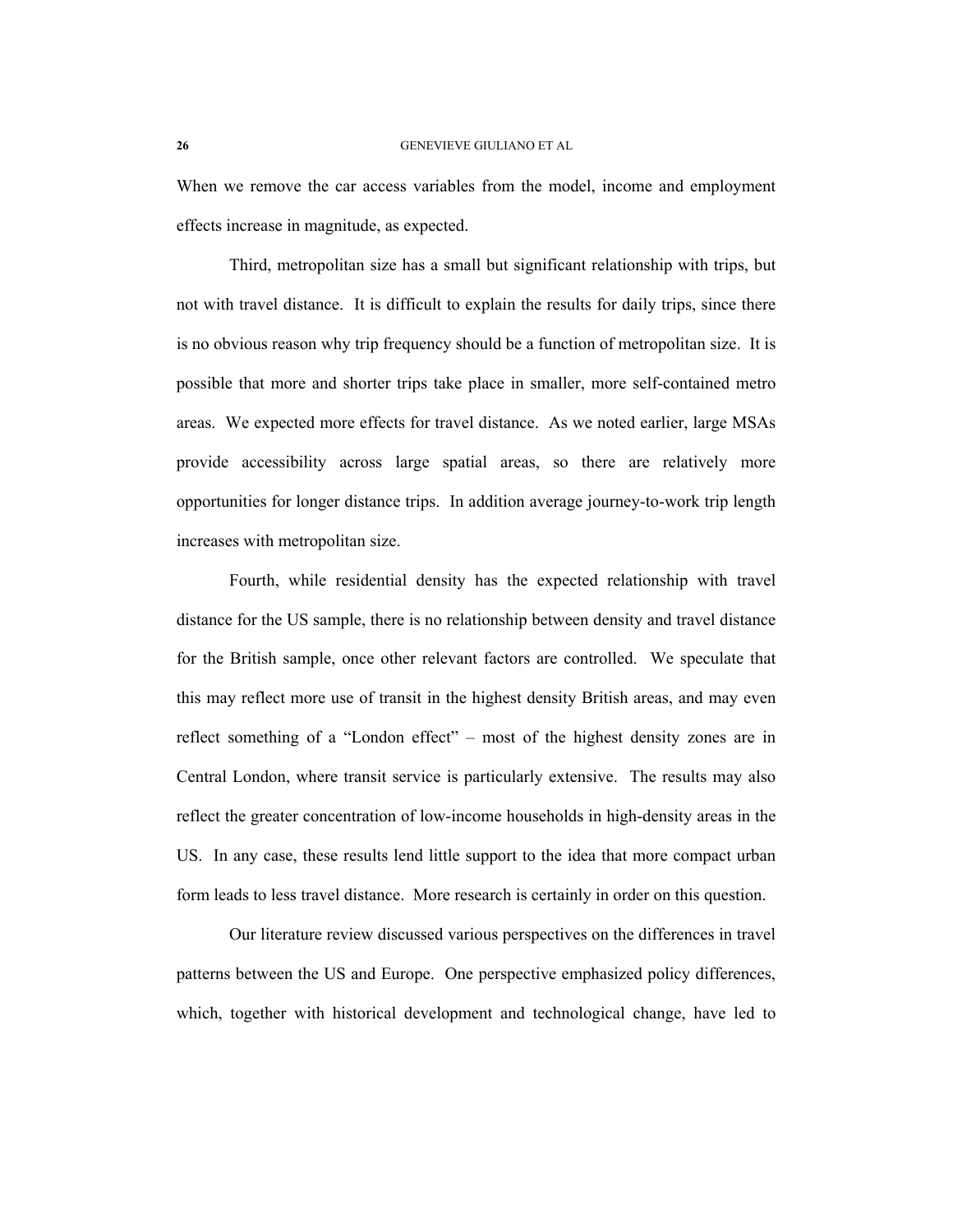When we remove the car access variables from the model, income and employment effects increase in magnitude, as expected.

Third, metropolitan size has a small but significant relationship with trips, but not with travel distance. It is difficult to explain the results for daily trips, since there is no obvious reason why trip frequency should be a function of metropolitan size. It is possible that more and shorter trips take place in smaller, more self-contained metro areas. We expected more effects for travel distance. As we noted earlier, large MSAs provide accessibility across large spatial areas, so there are relatively more opportunities for longer distance trips. In addition average journey-to-work trip length increases with metropolitan size.

Fourth, while residential density has the expected relationship with travel distance for the US sample, there is no relationship between density and travel distance for the British sample, once other relevant factors are controlled. We speculate that this may reflect more use of transit in the highest density British areas, and may even reflect something of a "London effect" – most of the highest density zones are in Central London, where transit service is particularly extensive. The results may also reflect the greater concentration of low-income households in high-density areas in the US. In any case, these results lend little support to the idea that more compact urban form leads to less travel distance. More research is certainly in order on this question.

Our literature review discussed various perspectives on the differences in travel patterns between the US and Europe. One perspective emphasized policy differences, which, together with historical development and technological change, have led to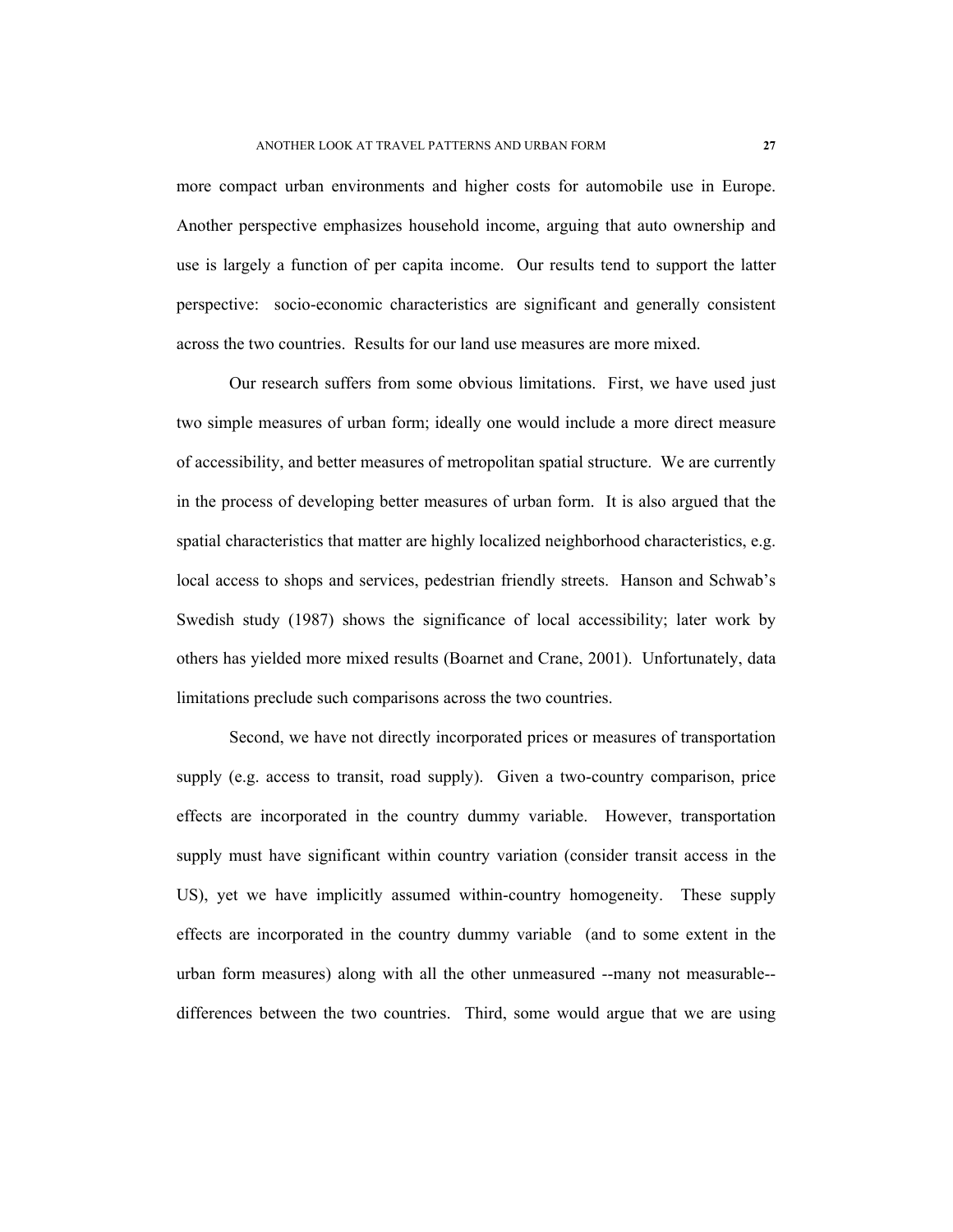more compact urban environments and higher costs for automobile use in Europe. Another perspective emphasizes household income, arguing that auto ownership and use is largely a function of per capita income. Our results tend to support the latter perspective: socio-economic characteristics are significant and generally consistent across the two countries. Results for our land use measures are more mixed.

Our research suffers from some obvious limitations. First, we have used just two simple measures of urban form; ideally one would include a more direct measure of accessibility, and better measures of metropolitan spatial structure. We are currently in the process of developing better measures of urban form. It is also argued that the spatial characteristics that matter are highly localized neighborhood characteristics, e.g. local access to shops and services, pedestrian friendly streets. Hanson and Schwab's Swedish study (1987) shows the significance of local accessibility; later work by others has yielded more mixed results (Boarnet and Crane, 2001). Unfortunately, data limitations preclude such comparisons across the two countries.

Second, we have not directly incorporated prices or measures of transportation supply (e.g. access to transit, road supply). Given a two-country comparison, price effects are incorporated in the country dummy variable. However, transportation supply must have significant within country variation (consider transit access in the US), yet we have implicitly assumed within-country homogeneity. These supply effects are incorporated in the country dummy variable (and to some extent in the urban form measures) along with all the other unmeasured --many not measurable-- differences between the two countries. Third, some would argue that we are using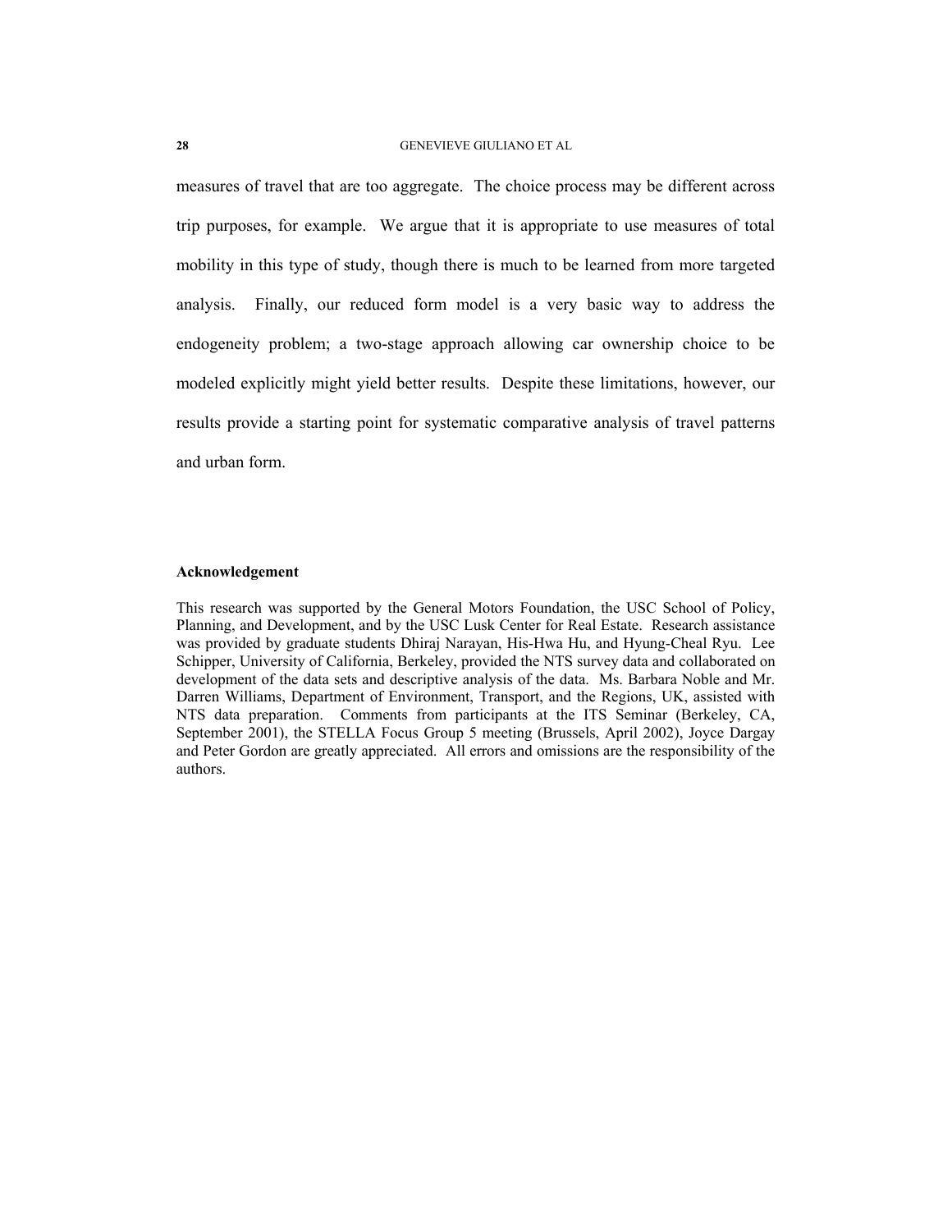measures of travel that are too aggregate. The choice process may be different across trip purposes, for example. We argue that it is appropriate to use measures of total mobility in this type of study, though there is much to be learned from more targeted analysis. Finally, our reduced form model is a very basic way to address the endogeneity problem; a two-stage approach allowing car ownership choice to be modeled explicitly might yield better results. Despite these limitations, however, our results provide a starting point for systematic comparative analysis of travel patterns and urban form.

**Acknowledgement**

This research was supported by the General Motors Foundation, the USC School of Policy, Planning, and Development, and by the USC Lusk Center for Real Estate. Research assistance was provided by graduate students Dhiraj Narayan, His-Hwa Hu, and Hyung-Cheal Ryu. Lee Schipper, University of California, Berkeley, provided the NTS survey data and collaborated on development of the data sets and descriptive analysis of the data. Ms. Barbara Noble and Mr. Darren Williams, Department of Environment, Transport, and the Regions, UK, assisted with NTS data preparation. Comments from participants at the ITS Seminar (Berkeley, CA, September 2001), the STELLA Focus Group 5 meeting (Brussels, April 2002), Joyce Dargay and Peter Gordon are greatly appreciated. All errors and omissions are the responsibility of the authors.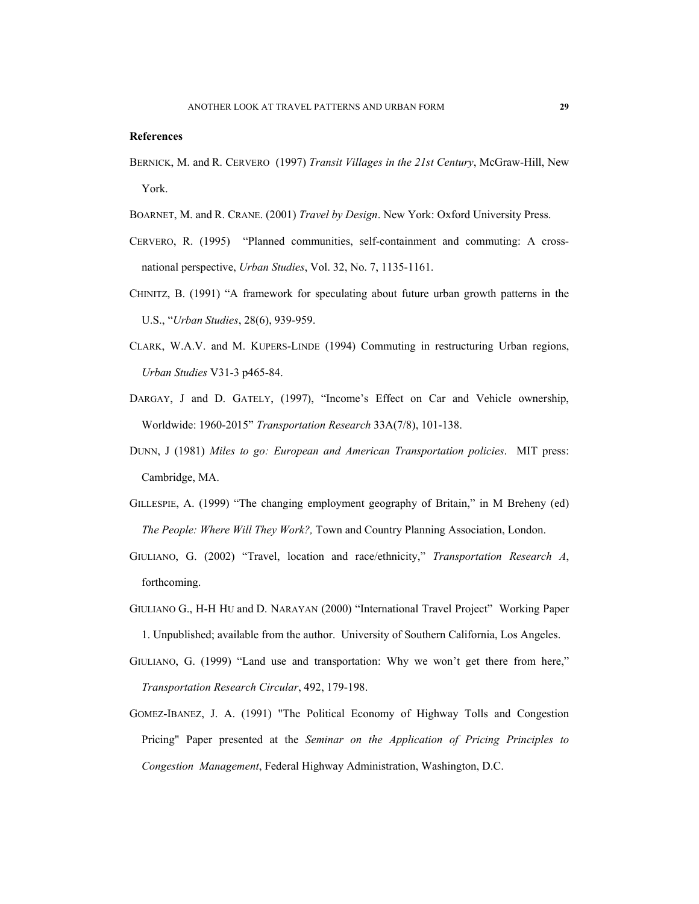## References

BERNICK, M. and R. CERVERO (1997) *Transit Villages in the 21st Century*, McGraw-Hill, New York.

BOARNET, M. and R. CRANE. (2001) *Travel by Design*. New York: Oxford University Press.

CERVERO, R. (1995) "Planned communities, self-containment and commuting: A cross-national perspective, *Urban Studies*, Vol. 32, No. 7, 1135-1161.

CHINITZ, B. (1991) "A framework for speculating about future urban growth patterns in the U.S., "*Urban Studies*, 28(6), 939-959.

CLARK, W.A.V. and M. KUPERS-LINDE (1994) Commuting in restructuring Urban regions, *Urban Studies* V31-3 p465-84.

DARGAY, J and D. GATELY, (1997), "Income's Effect on Car and Vehicle ownership, Worldwide: 1960-2015" *Transportation Research* 33A(7/8), 101-138.

DUNN, J (1981) *Miles to go: European and American Transportation policies*. MIT press: Cambridge, MA.

GILLESPIE, A. (1999) "The changing employment geography of Britain," in M Breheny (ed) *The People: Where Will They Work?,* Town and Country Planning Association, London.

GIULIANO, G. (2002) "Travel, location and race/ethnicity," *Transportation Research A*, forthcoming.

GIULIANO G., H-H HU and D. NARAYAN (2000) "International Travel Project" Working Paper 1. Unpublished; available from the author. University of Southern California, Los Angeles.

GIULIANO, G. (1999) "Land use and transportation: Why we won't get there from here," *Transportation Research Circular*, 492, 179-198.

GOMEZ-IBANEZ, J. A. (1991) "The Political Economy of Highway Tolls and Congestion Pricing" Paper presented at the *Seminar on the Application of Pricing Principles to Congestion Management*, Federal Highway Administration, Washington, D.C.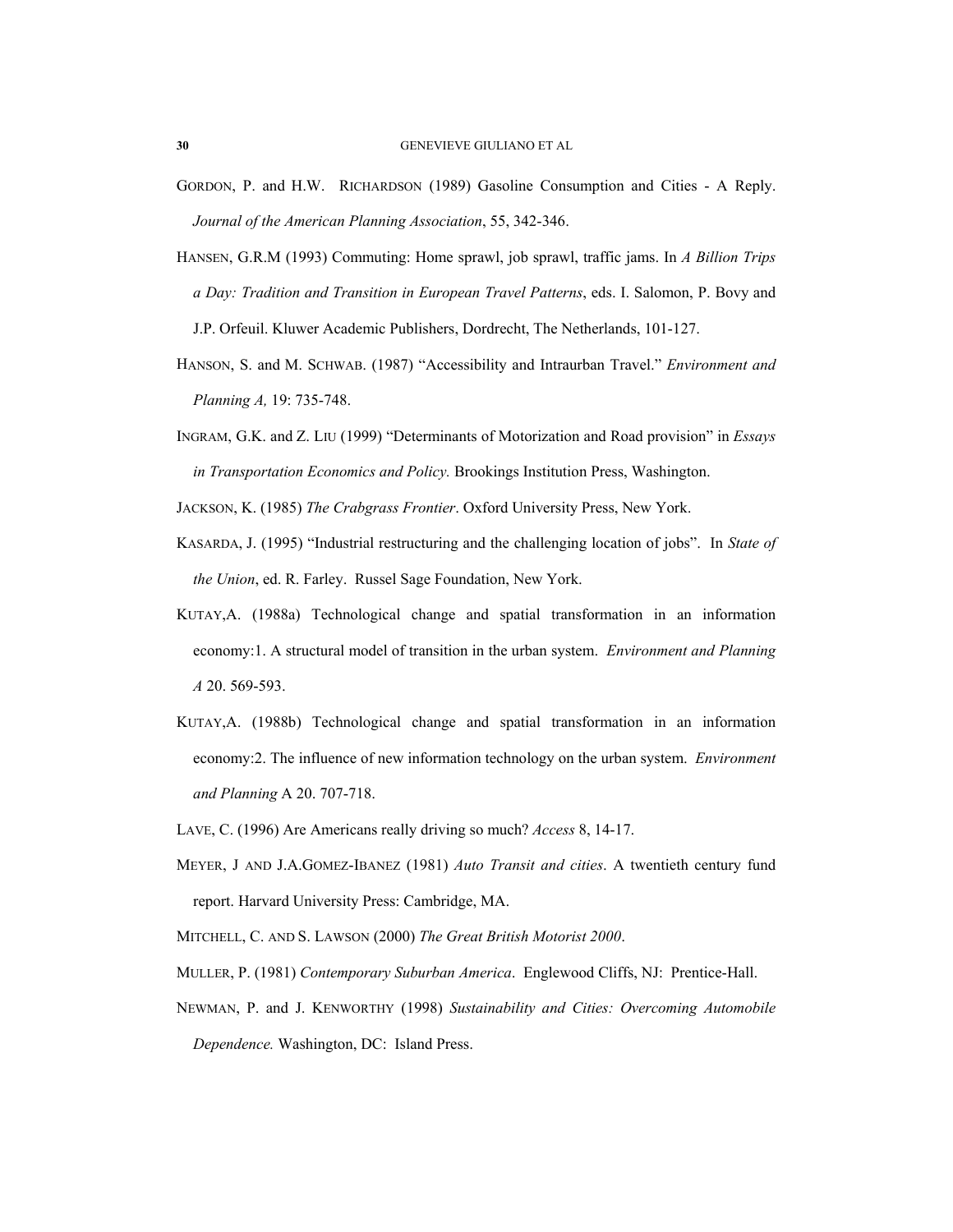GORDON, P. and H.W. RICHARDSON (1989) Gasoline Consumption and Cities - A Reply. *Journal of the American Planning Association*, 55, 342-346.

HANSEN, G.R.M (1993) Commuting: Home sprawl, job sprawl, traffic jams. In *A Billion Trips a Day: Tradition and Transition in European Travel Patterns*, eds. I. Salomon, P. Bovy and J.P. Orfeuil. Kluwer Academic Publishers, Dordrecht, The Netherlands, 101-127.

HANSON, S. and M. SCHWAB. (1987) "Accessibility and Intraurban Travel." *Environment and Planning A,* 19: 735-748.

INGRAM, G.K. and Z. LIU (1999) "Determinants of Motorization and Road provision" in *Essays in Transportation Economics and Policy.* Brookings Institution Press, Washington.

JACKSON, K. (1985) *The Crabgrass Frontier*. Oxford University Press, New York.

KASARDA, J. (1995) "Industrial restructuring and the challenging location of jobs". In *State of the Union*, ed. R. Farley. Russel Sage Foundation, New York.

KUTAY,A. (1988a) Technological change and spatial transformation in an information economy:1. A structural model of transition in the urban system. *Environment and Planning A* 20. 569-593.

KUTAY,A. (1988b) Technological change and spatial transformation in an information economy:2. The influence of new information technology on the urban system. *Environment and Planning* A 20. 707-718.

LAVE, C. (1996) Are Americans really driving so much? *Access* 8, 14-17.

MEYER, J AND J.A.GOMEZ-IBANEZ (1981) *Auto Transit and cities*. A twentieth century fund report. Harvard University Press: Cambridge, MA.

MITCHELL, C. AND S. LAWSON (2000) *The Great British Motorist 2000*.

MULLER, P. (1981) *Contemporary Suburban America*. Englewood Cliffs, NJ: Prentice-Hall.

NEWMAN, P. and J. KENWORTHY (1998) *Sustainability and Cities: Overcoming Automobile Dependence.* Washington, DC: Island Press.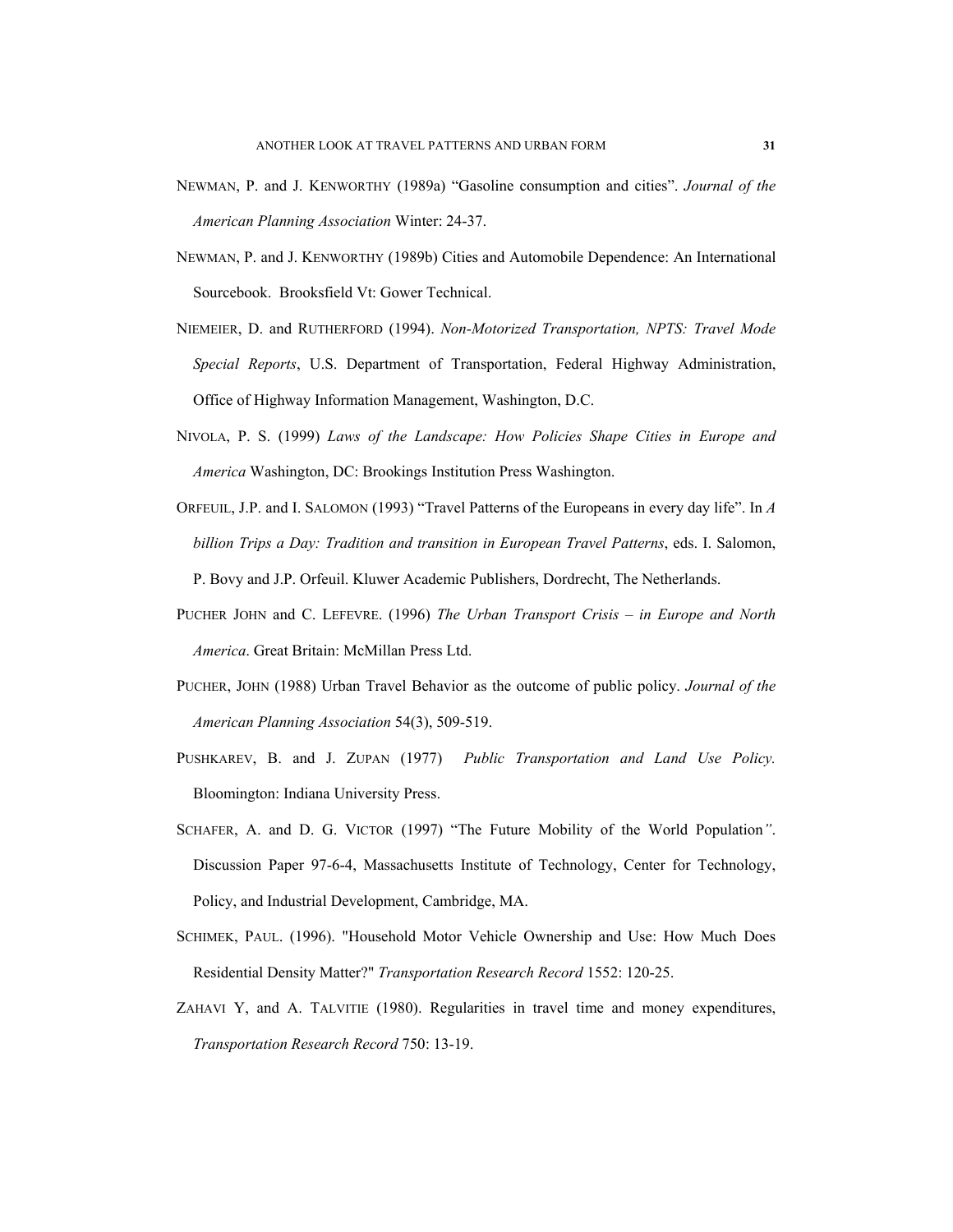NEWMAN, P. and J. KENWORTHY (1989a) “Gasoline consumption and cities”. *Journal of the American Planning Association* Winter: 24-37.

NEWMAN, P. and J. KENWORTHY (1989b) Cities and Automobile Dependence: An International Sourcebook. Brooksfield Vt: Gower Technical.

NIEMEIER, D. and RUTHERFORD (1994). *Non-Motorized Transportation, NPTS: Travel Mode Special Reports*, U.S. Department of Transportation, Federal Highway Administration, Office of Highway Information Management, Washington, D.C.

NIVOLA, P. S. (1999) *Laws of the Landscape: How Policies Shape Cities in Europe and America* Washington, DC: Brookings Institution Press Washington.

ORFEUIL, J.P. and I. SALOMON (1993) “Travel Patterns of the Europeans in every day life”. In *A billion Trips a Day: Tradition and transition in European Travel Patterns*, eds. I. Salomon, P. Bovy and J.P. Orfeuil. Kluwer Academic Publishers, Dordrecht, The Netherlands.

PUCHER JOHN and C. LEFEVRE. (1996) *The Urban Transport Crisis – in Europe and North America*. Great Britain: McMillan Press Ltd.

PUCHER, JOHN (1988) Urban Travel Behavior as the outcome of public policy. *Journal of the American Planning Association* 54(3), 509-519.

PUSHKAREV, B. and J. ZUPAN (1977) *Public Transportation and Land Use Policy.* Bloomington: Indiana University Press.

SCHAFER, A. and D. G. VICTOR (1997) “The Future Mobility of the World Population”. Discussion Paper 97-6-4, Massachusetts Institute of Technology, Center for Technology, Policy, and Industrial Development, Cambridge, MA.

SCHIMEK, PAUL. (1996). "Household Motor Vehicle Ownership and Use: How Much Does Residential Density Matter?" *Transportation Research Record* 1552: 120-25.

ZAHAVI Y, and A. TALVITIE (1980). Regularities in travel time and money expenditures, *Transportation Research Record* 750: 13-19.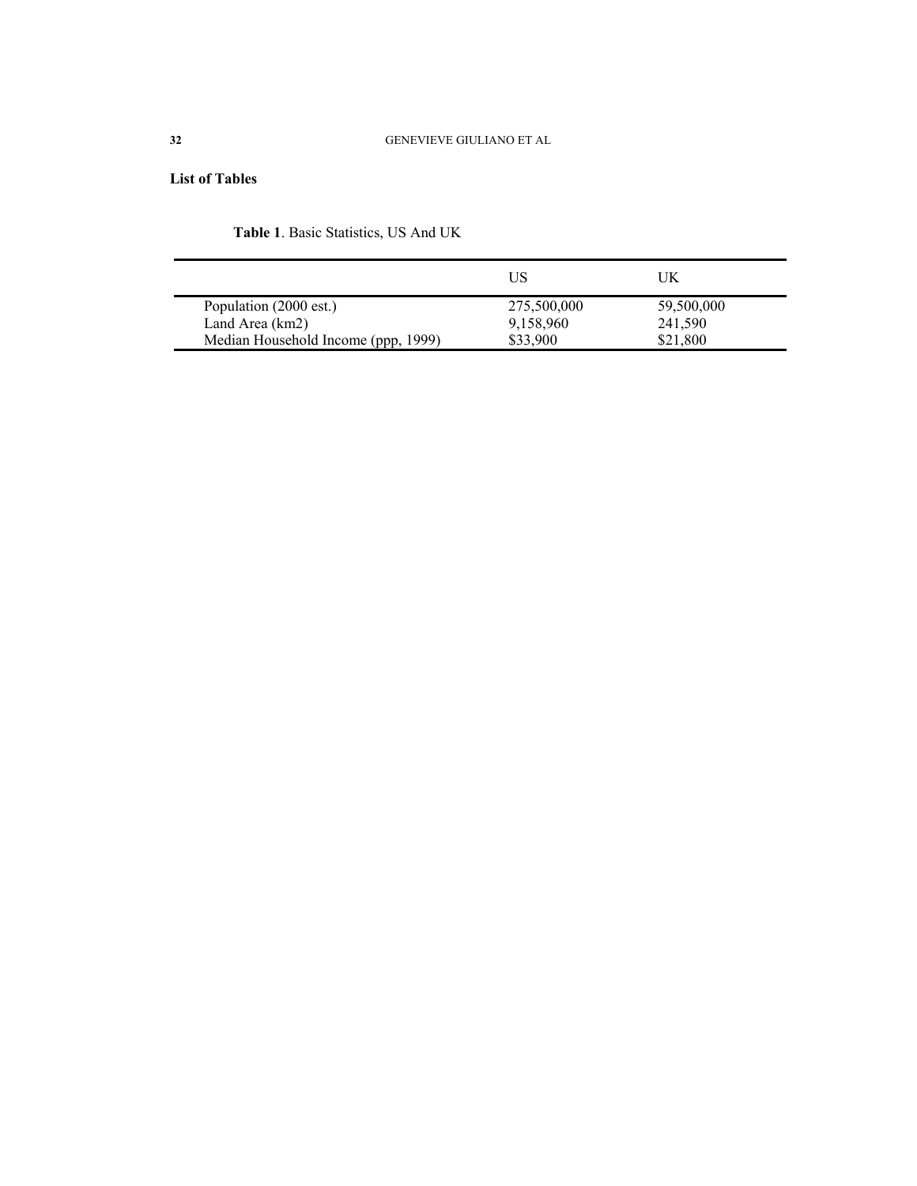**List of Tables**

**Table 1**. Basic Statistics, US And UK

| | US | UK |
|---|---|---|
| Population (2000 est.) | 275,500,000 | 59,500,000 |
| Land Area (km2) | 9,158,960 | 241,590 |
| Median Household Income (ppp, 1999) | $33,900 | $21,800 |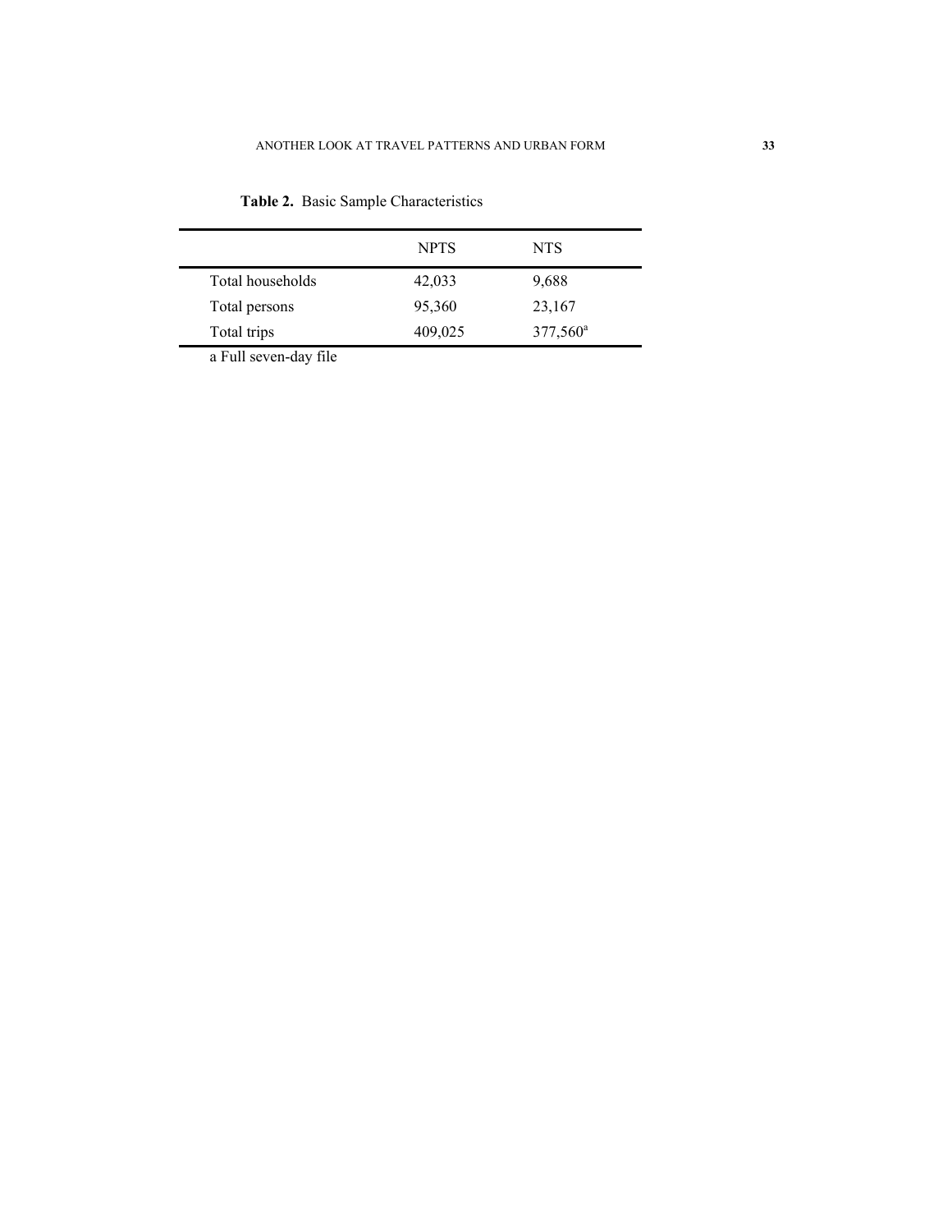**Table 2.** Basic Sample Characteristics

| | NPTS | NTS |
|---|---|---|
| Total households | 42,033 | 9,688 |
| Total persons | 95,360 | 23,167 |
| Total trips | 409,025 | 377,560[a] |

a Full seven-day file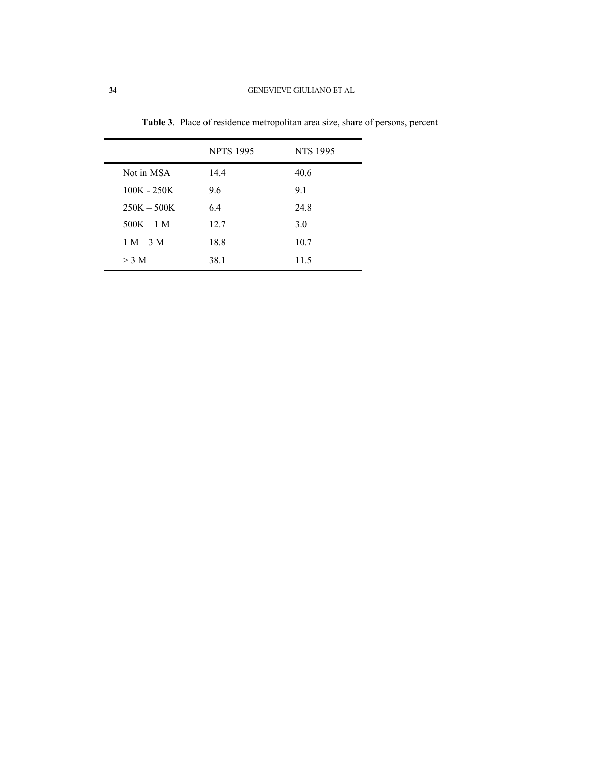**Table 3**. Place of residence metropolitan area size, share of persons, percent

| | NPTS 1995 | NTS 1995 |
|---|---|---|
| Not in MSA | 14.4 | 40.6 |
| 100K - 250K | 9.6 | 9.1 |
| 250K – 500K | 6.4 | 24.8 |
| 500K – 1 M | 12.7 | 3.0 |
| 1 M – 3 M | 18.8 | 10.7 |
| > 3 M | 38.1 | 11.5 |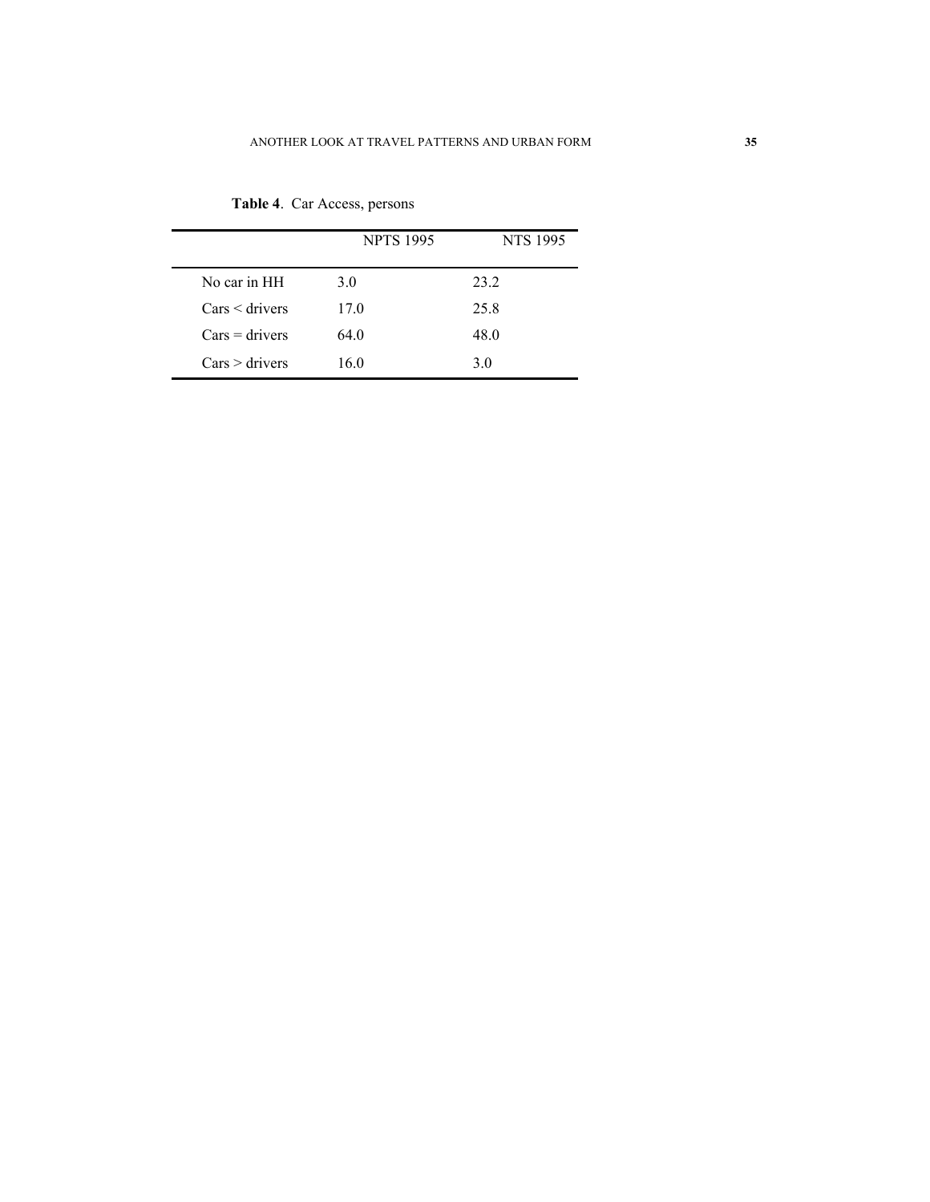**Table 4**. Car Access, persons

| | NPTS 1995 | NTS 1995 |
|---|---|---|
| No car in HH | 3.0 | 23.2 |
| Cars < drivers | 17.0 | 25.8 |
| Cars = drivers | 64.0 | 48.0 |
| Cars > drivers | 16.0 | 3.0 |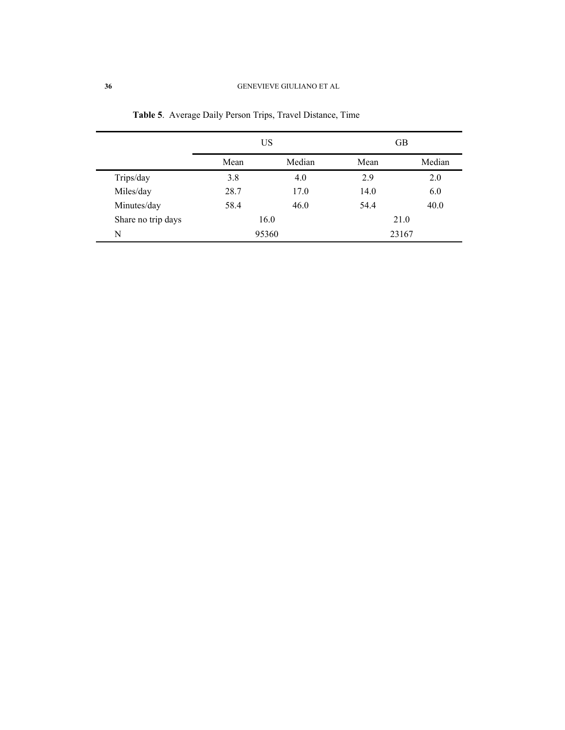**Table 5**. Average Daily Person Trips, Travel Distance, Time

| | US | | GB | |
|---|---|---|---|---|
| | Mean | Median | Mean | Median |
| Trips/day | 3.8 | 4.0 | 2.9 | 2.0 |
| Miles/day | 28.7 | 17.0 | 14.0 | 6.0 |
| Minutes/day | 58.4 | 46.0 | 54.4 | 40.0 |
| Share no trip days | 16.0 | | 21.0 | |
| N | 95360 | | 23167 | |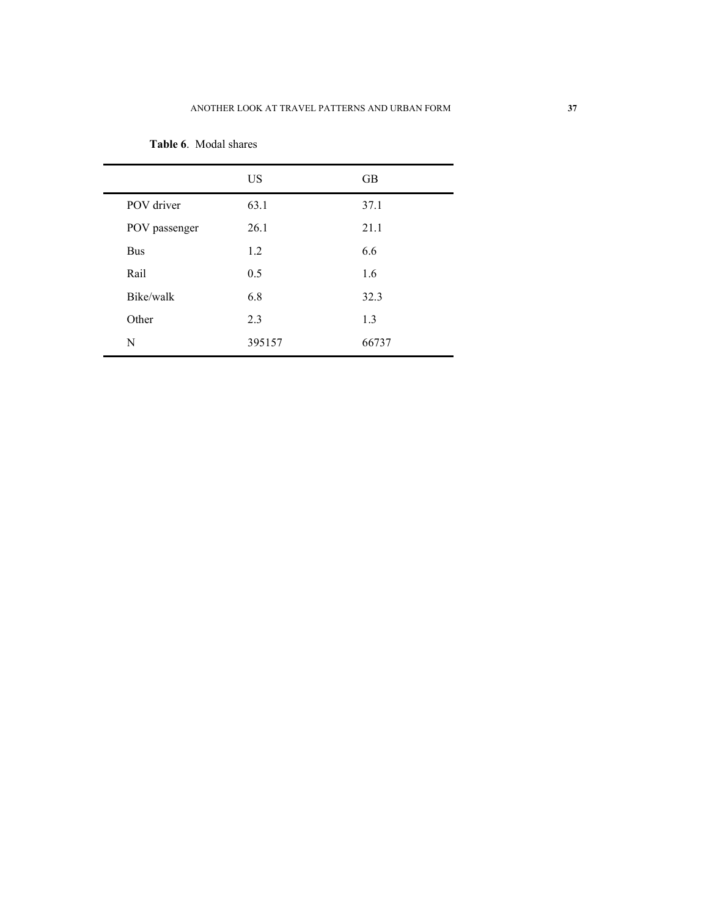**Table 6**. Modal shares

| | US | GB |
|---|---|---|
| POV driver | 63.1 | 37.1 |
| POV passenger | 26.1 | 21.1 |
| Bus | 1.2 | 6.6 |
| Rail | 0.5 | 1.6 |
| Bike/walk | 6.8 | 32.3 |
| Other | 2.3 | 1.3 |
| N | 395157 | 66737 |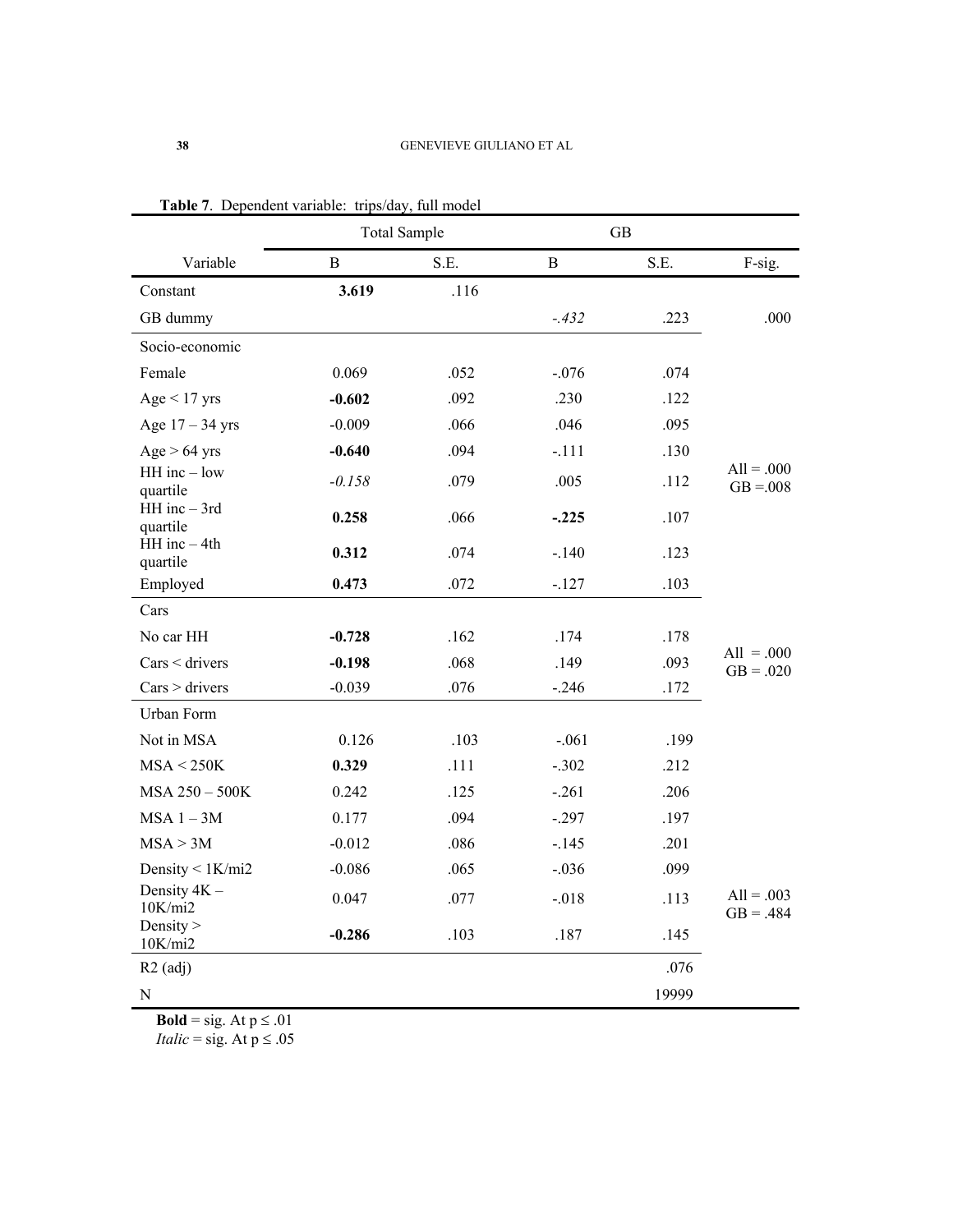**Table 7**. Dependent variable: trips/day, full model

| | Total Sample | | GB | | |
|---|---|---|---|---|---|
| Variable | B | S.E. | B | S.E. | F-sig. |
| Constant | **3.619** | .116 | | | |
| GB dummy | | | *-.432* | .223 | .000 |
| Socio-economic | | | | | |
| Female | 0.069 | .052 | -.076 | .074 | |
| Age < 17 yrs | **-0.602** | .092 | .230 | .122 | |
| Age 17 – 34 yrs | -0.009 | .066 | .046 | .095 | |
| Age > 64 yrs | **-0.640** | .094 | -.111 | .130 | |
| HH inc – low quartile | *-0.158* | .079 | .005 | .112 | All = .000 GB =.008 |
| HH inc – 3rd quartile | **0.258** | .066 | **-.225** | .107 | |
| HH inc – 4th quartile | **0.312** | .074 | -.140 | .123 | |
| Employed | **0.473** | .072 | -.127 | .103 | |
| Cars | | | | | |
| No car HH | **-0.728** | .162 | .174 | .178 | |
| Cars < drivers | **-0.198** | .068 | .149 | .093 | All = .000 GB = .020 |
| Cars > drivers | -0.039 | .076 | -.246 | .172 | |
| Urban Form | | | | | |
| Not in MSA | 0.126 | .103 | -.061 | .199 | |
| MSA < 250K | **0.329** | .111 | -.302 | .212 | |
| MSA 250 – 500K | 0.242 | .125 | -.261 | .206 | |
| MSA 1 – 3M | 0.177 | .094 | -.297 | .197 | |
| MSA > 3M | -0.012 | .086 | -.145 | .201 | |
| Density < 1K/mi2 | -0.086 | .065 | -.036 | .099 | |
| Density 4K – 10K/mi2 | 0.047 | .077 | -.018 | .113 | All = .003 GB = .484 |
| Density > 10K/mi2 | **-0.286** | .103 | .187 | .145 | |
| R2 (adj) | | | | .076 | |
| N | | | | 19999 | |

**Bold** = sig. At p ≤ .01
*Italic* = sig. At p ≤ .05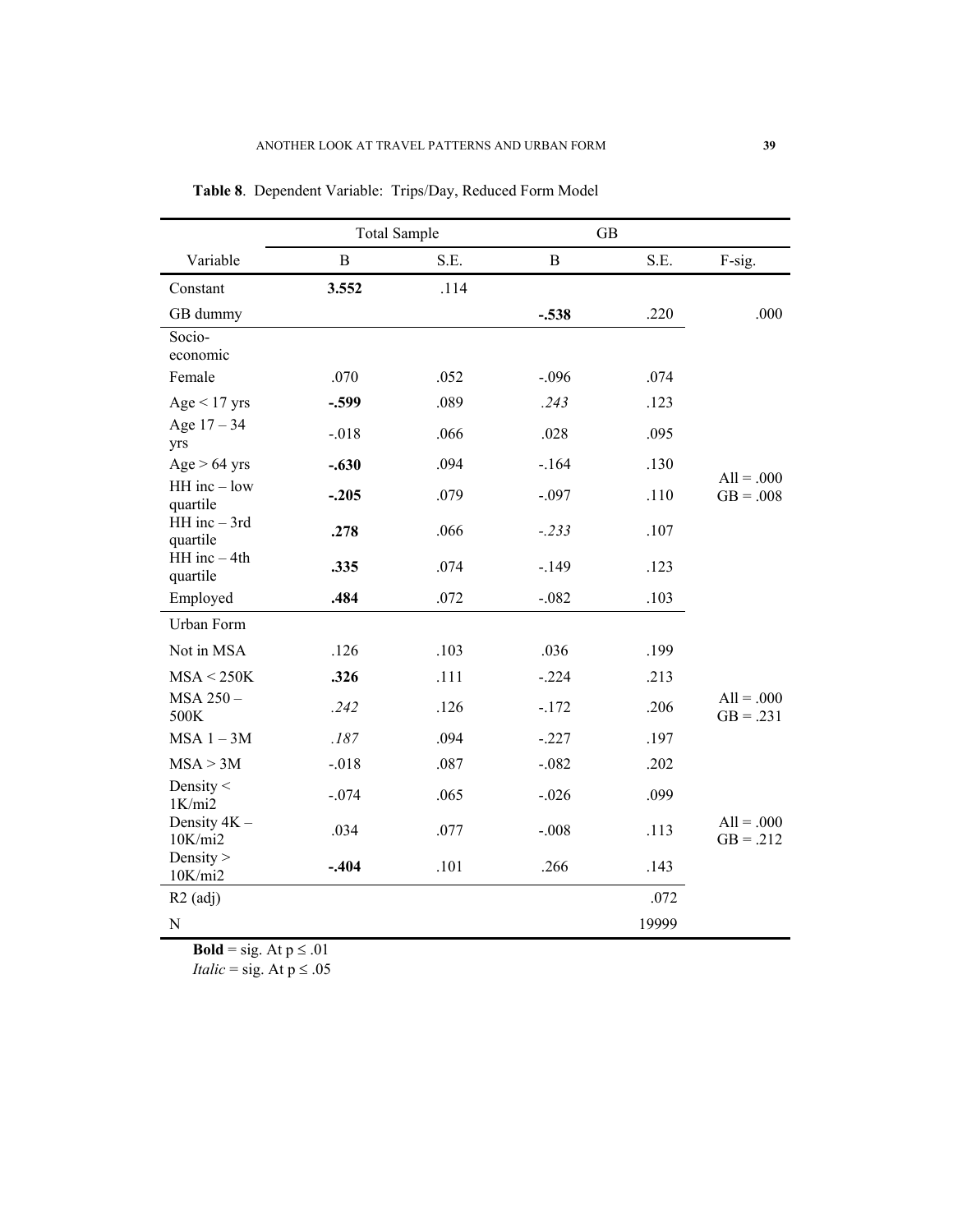**Table 8**. Dependent Variable: Trips/Day, Reduced Form Model

| | Total Sample | | GB | | |
|---|---|---|---|---|---|
| Variable | B | S.E. | B | S.E. | F-sig. |
| Constant | **3.552** | .114 | | | |
| GB dummy | | | **-.538** | .220 | .000 |
| Socio-economic | | | | | |
| Female | .070 | .052 | -.096 | .074 | |
| Age < 17 yrs | **-.599** | .089 | *.243* | .123 | |
| Age 17 – 34 yrs | -.018 | .066 | .028 | .095 | |
| Age > 64 yrs | **-.630** | .094 | -.164 | .130 | All = .000 GB = .008 |
| HH inc – low quartile | **-.205** | .079 | -.097 | .110 | |
| HH inc – 3rd quartile | **.278** | .066 | *-.233* | .107 | |
| HH inc – 4th quartile | **.335** | .074 | -.149 | .123 | |
| Employed | **.484** | .072 | -.082 | .103 | |
| Urban Form | | | | | |
| Not in MSA | .126 | .103 | .036 | .199 | |
| MSA < 250K | **.326** | .111 | -.224 | .213 | |
| MSA 250 – 500K | *.242* | .126 | -.172 | .206 | All = .000 GB = .231 |
| MSA 1 – 3M | *.187* | .094 | -.227 | .197 | |
| MSA > 3M | -.018 | .087 | -.082 | .202 | |
| Density < 1K/mi2 | -.074 | .065 | -.026 | .099 | |
| Density 4K – 10K/mi2 | .034 | .077 | -.008 | .113 | All = .000 GB = .212 |
| Density > 10K/mi2 | **-.404** | .101 | .266 | .143 | |
| R2 (adj) | | | | .072 | |
| N | | | | 19999 | |

**Bold** = sig. At p ≤ .01
*Italic* = sig. At p ≤ .05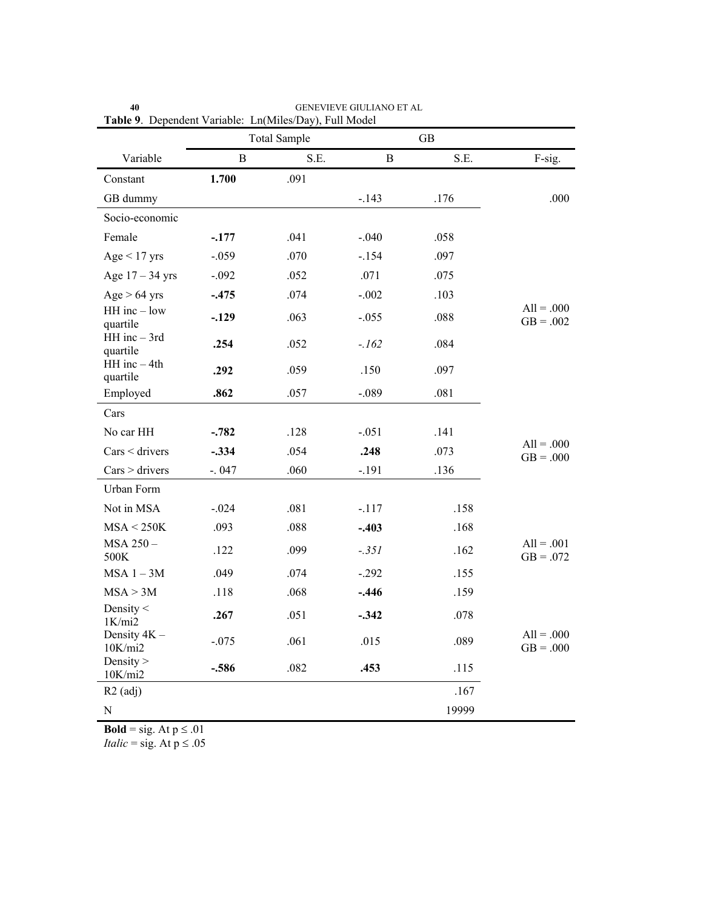**Table 9**. Dependent Variable: Ln(Miles/Day), Full Model

| | Total Sample | | GB | | |
|---|---|---|---|---|---|
| Variable | B | S.E. | B | S.E. | F-sig. |
| Constant | **1.700** | .091 | | | |
| GB dummy | | | -.143 | .176 | .000 |
| Socio-economic | | | | | |
| Female | **-.177** | .041 | -.040 | .058 | |
| Age < 17 yrs | -.059 | .070 | -.154 | .097 | |
| Age 17 – 34 yrs | -.092 | .052 | .071 | .075 | |
| Age > 64 yrs | **-.475** | .074 | -.002 | .103 | |
| HH inc – low quartile | **-.129** | .063 | -.055 | .088 | All = .000 GB = .002 |
| HH inc – 3rd quartile | **.254** | .052 | *-.162* | .084 | |
| HH inc – 4th quartile | **.292** | .059 | .150 | .097 | |
| Employed | **.862** | .057 | -.089 | .081 | |
| Cars | | | | | |
| No car HH | **-.782** | .128 | -.051 | .141 | |
| Cars < drivers | **-.334** | .054 | **.248** | .073 | All = .000 GB = .000 |
| Cars > drivers | -. 047 | .060 | -.191 | .136 | |
| Urban Form | | | | | |
| Not in MSA | -.024 | .081 | -.117 | .158 | |
| MSA < 250K | .093 | .088 | **-.403** | .168 | |
| MSA 250 – 500K | .122 | .099 | *-.351* | .162 | All = .001 GB = .072 |
| MSA 1 – 3M | .049 | .074 | -.292 | .155 | |
| MSA > 3M | .118 | .068 | **-.446** | .159 | |
| Density < 1K/mi2 | **.267** | .051 | **-.342** | .078 | |
| Density 4K – 10K/mi2 | -.075 | .061 | .015 | .089 | All = .000 GB = .000 |
| Density > 10K/mi2 | **-.586** | .082 | **.453** | .115 | |
| R2 (adj) | | | | .167 | |
| N | | | | 19999 | |

**Bold** = sig. At p ≤ .01
*Italic* = sig. At p ≤ .05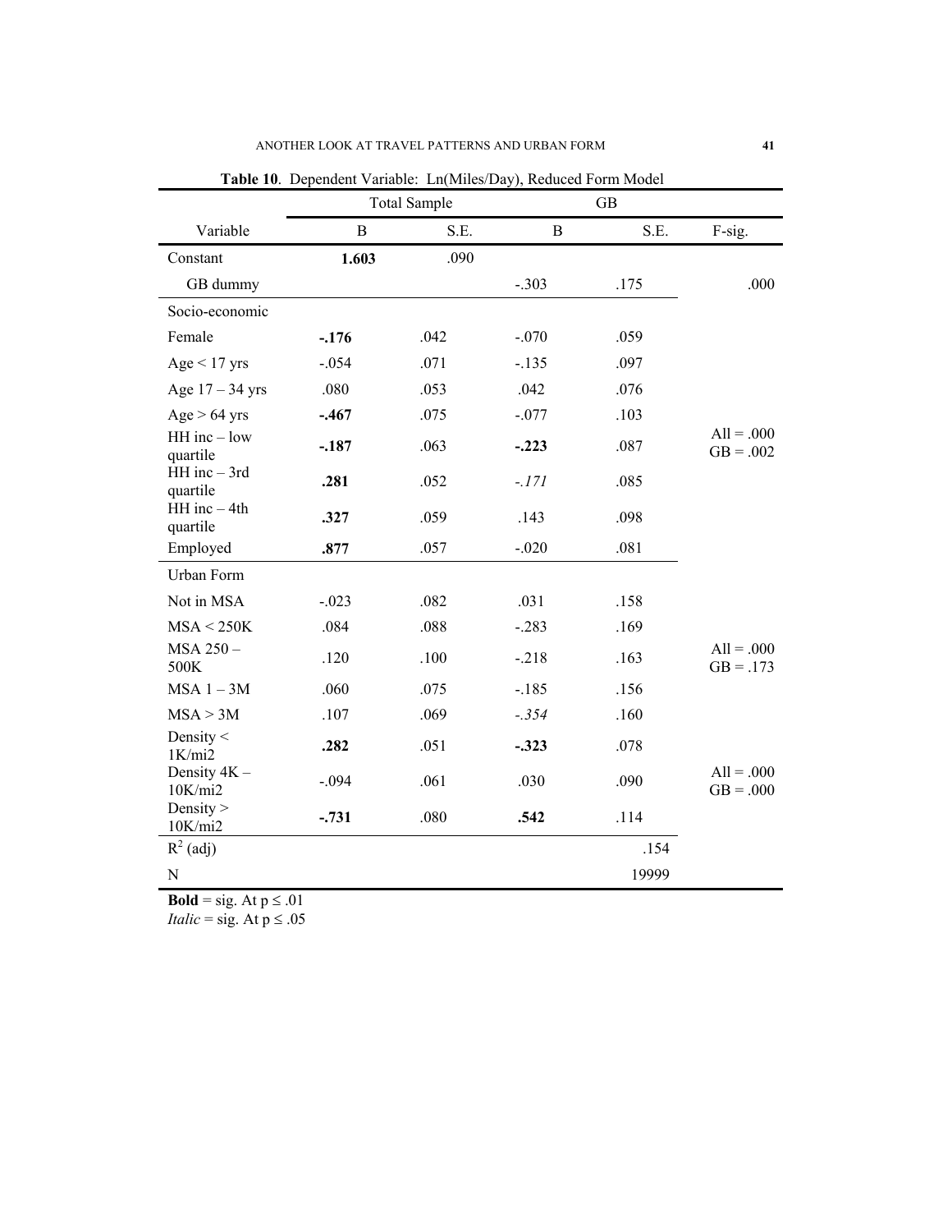**Table 10**. Dependent Variable: Ln(Miles/Day), Reduced Form Model

| | Total Sample | | GB | | |
|---|---|---|---|---|---|
| Variable | B | S.E. | B | S.E. | F-sig. |
| Constant | **1.603** | .090 | | | |
| GB dummy | | | -.303 | .175 | .000 |
| Socio-economic | | | | | |
| Female | **-.176** | .042 | -.070 | .059 | |
| Age < 17 yrs | -.054 | .071 | -.135 | .097 | |
| Age 17 – 34 yrs | .080 | .053 | .042 | .076 | |
| Age > 64 yrs | **-.467** | .075 | -.077 | .103 | |
| HH inc – low quartile | **-.187** | .063 | **-.223** | .087 | All = .000 GB = .002 |
| HH inc – 3rd quartile | **.281** | .052 | *-.171* | .085 | |
| HH inc – 4th quartile | **.327** | .059 | .143 | .098 | |
| Employed | **.877** | .057 | -.020 | .081 | |
| Urban Form | | | | | |
| Not in MSA | -.023 | .082 | .031 | .158 | |
| MSA < 250K | .084 | .088 | -.283 | .169 | |
| MSA 250 – 500K | .120 | .100 | -.218 | .163 | All = .000 GB = .173 |
| MSA 1 – 3M | .060 | .075 | -.185 | .156 | |
| MSA > 3M | .107 | .069 | *-.354* | .160 | |
| Density < 1K/mi2 | **.282** | .051 | **-.323** | .078 | |
| Density 4K – 10K/mi2 | -.094 | .061 | .030 | .090 | All = .000 GB = .000 |
| Density > 10K/mi2 | **-.731** | .080 | **.542** | .114 | |
| $R^2$ (adj) | | | | .154 | |
| N | | | | 19999 | |

**Bold** = sig. At p ≤ .01
*Italic* = sig. At p ≤ .05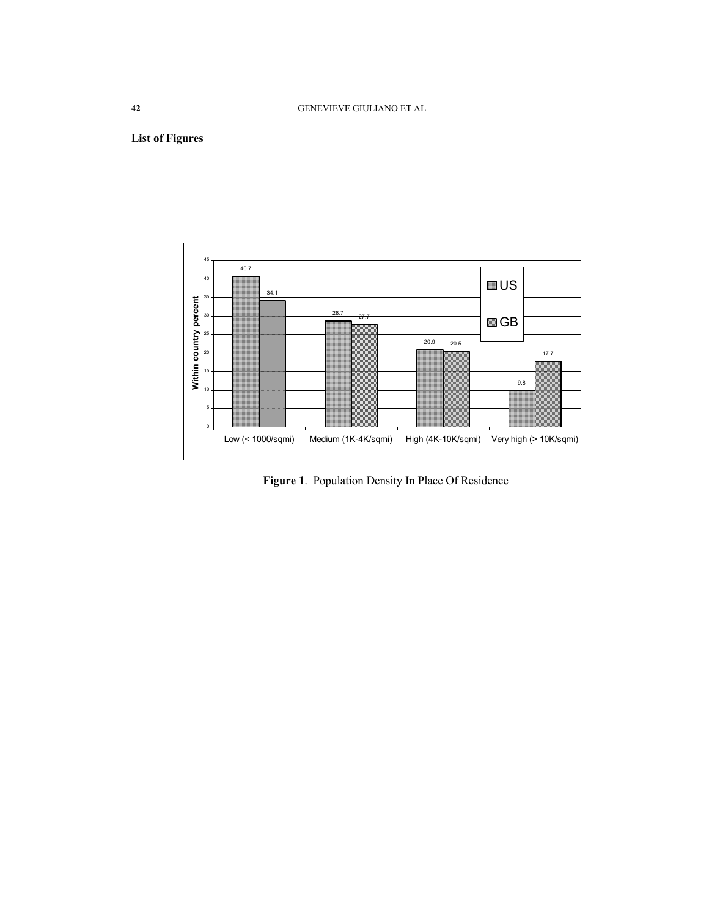**List of Figures**

| | US | GB |
|---|---|---|
| Low (< 1000/sqmi) | 40.7 | 34.1 |
| Medium (1K-4K/sqmi) | 28.7 | 27.7 |
| High (4K-10K/sqmi) | 20.9 | 20.5 |
| Very high (> 10K/sqmi) | 9.8 | 17.7 |

**Figure 1**. Population Density In Place Of Residence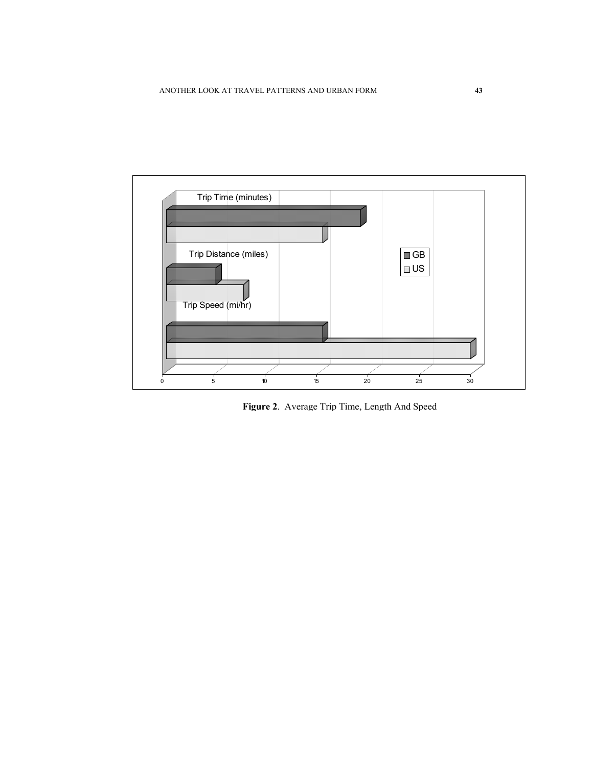**Figure 2**. Average Trip Time, Length And Speed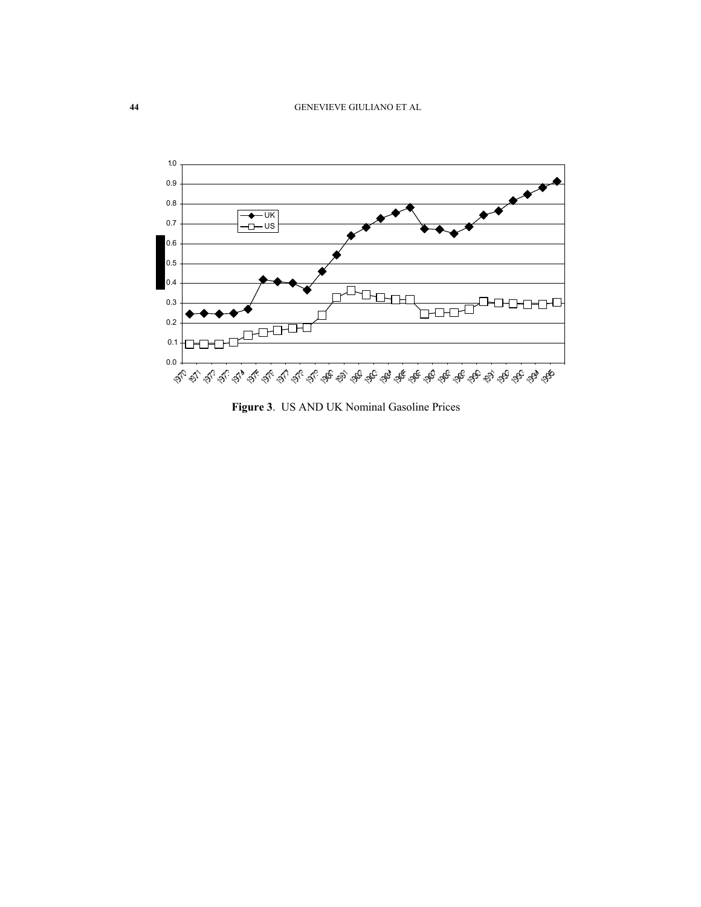1.0
0.9
0.8
0.7
0.6
0.5
0.4
0.3
0.2
0.1
0.0

UK
US

1970 1971 1972 1973 1974 1975 1976 1977 1978 1979 1980 1981 1982 1983 1984 1985 1986 1987 1988 1989 1990 1991 1992 1993 1994 1995

**Figure 3**. US AND UK Nominal Gasoline Prices